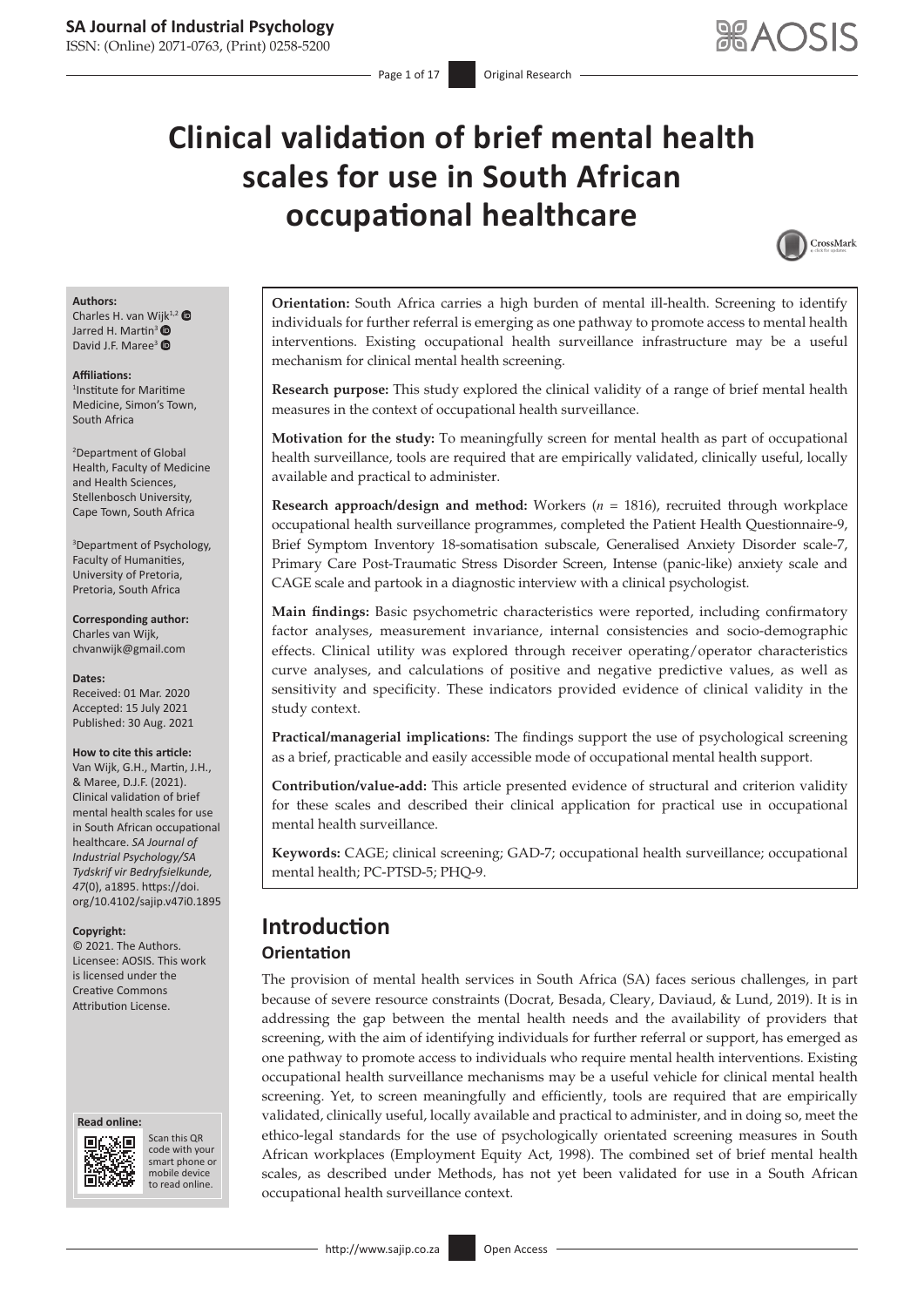# Clinical validation of brief mental health scales for use in South African occupational healthcare

**Authors:**
Charles H. van Wijk[1,2]
Jarred H. Martin[3]
David J.F. Maree[3]

**Affiliations:**
[1]Institute for Maritime Medicine, Simon's Town, South Africa

[2]Department of Global Health, Faculty of Medicine and Health Sciences, Stellenbosch University, Cape Town, South Africa

[3]Department of Psychology, Faculty of Humanities, University of Pretoria, Pretoria, South Africa

**Corresponding author:**
Charles van Wijk,
chvanwijk@gmail.com

**Dates:**
Received: 01 Mar. 2020
Accepted: 15 July 2021
Published: 30 Aug. 2021

**How to cite this article:**
Van Wijk, G.H., Martin, J.H., & Maree, D.J.F. (2021). Clinical validation of brief mental health scales for use in South African occupational healthcare. *SA Journal of Industrial Psychology/SA Tydskrif vir Bedryfsielkunde, 47*(0), a1895. https://doi.org/10.4102/sajip.v47i0.1895

**Copyright:**
© 2021. The Authors. Licensee: AOSIS. This work is licensed under the Creative Commons Attribution License.

**Orientation:** South Africa carries a high burden of mental ill-health. Screening to identify individuals for further referral is emerging as one pathway to promote access to mental health interventions. Existing occupational health surveillance infrastructure may be a useful mechanism for clinical mental health screening.

**Research purpose:** This study explored the clinical validity of a range of brief mental health measures in the context of occupational health surveillance.

**Motivation for the study:** To meaningfully screen for mental health as part of occupational health surveillance, tools are required that are empirically validated, clinically useful, locally available and practical to administer.

**Research approach/design and method:** Workers (*n* = 1816), recruited through workplace occupational health surveillance programmes, completed the Patient Health Questionnaire-9, Brief Symptom Inventory 18-somatisation subscale, Generalised Anxiety Disorder scale-7, Primary Care Post-Traumatic Stress Disorder Screen, Intense (panic-like) anxiety scale and CAGE scale and partook in a diagnostic interview with a clinical psychologist.

**Main findings:** Basic psychometric characteristics were reported, including confirmatory factor analyses, measurement invariance, internal consistencies and socio-demographic effects. Clinical utility was explored through receiver operating/operator characteristics curve analyses, and calculations of positive and negative predictive values, as well as sensitivity and specificity. These indicators provided evidence of clinical validity in the study context.

**Practical/managerial implications:** The findings support the use of psychological screening as a brief, practicable and easily accessible mode of occupational mental health support.

**Contribution/value-add:** This article presented evidence of structural and criterion validity for these scales and described their clinical application for practical use in occupational mental health surveillance.

**Keywords:** CAGE; clinical screening; GAD-7; occupational health surveillance; occupational mental health; PC-PTSD-5; PHQ-9.

## Introduction

### Orientation

The provision of mental health services in South Africa (SA) faces serious challenges, in part because of severe resource constraints (Docrat, Besada, Cleary, Daviaud, & Lund, 2019). It is in addressing the gap between the mental health needs and the availability of providers that screening, with the aim of identifying individuals for further referral or support, has emerged as one pathway to promote access to individuals who require mental health interventions. Existing occupational health surveillance mechanisms may be a useful vehicle for clinical mental health screening. Yet, to screen meaningfully and efficiently, tools are required that are empirically validated, clinically useful, locally available and practical to administer, and in doing so, meet the ethico-legal standards for the use of psychologically orientated screening measures in South African workplaces (Employment Equity Act, 1998). The combined set of brief mental health scales, as described under Methods, has not yet been validated for use in a South African occupational health surveillance context.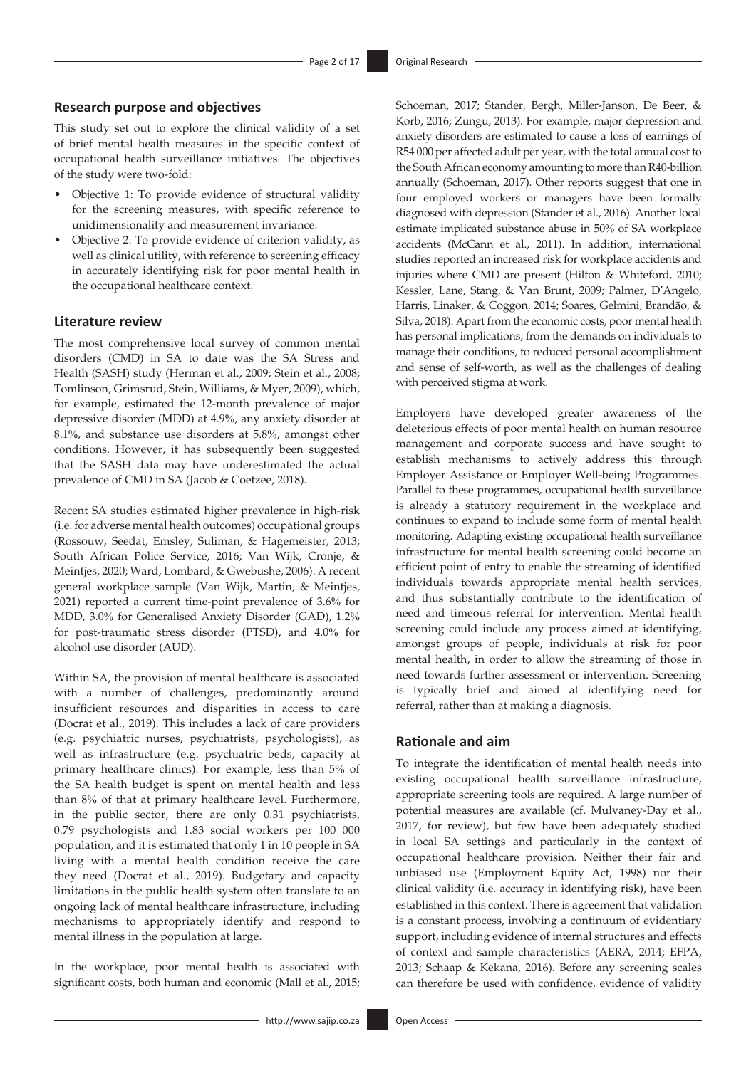## Research purpose and objectives

This study set out to explore the clinical validity of a set of brief mental health measures in the specific context of occupational health surveillance initiatives. The objectives of the study were two-fold:

- Objective 1: To provide evidence of structural validity for the screening measures, with specific reference to unidimensionality and measurement invariance.
- Objective 2: To provide evidence of criterion validity, as well as clinical utility, with reference to screening efficacy in accurately identifying risk for poor mental health in the occupational healthcare context.

## Literature review

The most comprehensive local survey of common mental disorders (CMD) in SA to date was the SA Stress and Health (SASH) study (Herman et al., 2009; Stein et al., 2008; Tomlinson, Grimsrud, Stein, Williams, & Myer, 2009), which, for example, estimated the 12-month prevalence of major depressive disorder (MDD) at 4.9%, any anxiety disorder at 8.1%, and substance use disorders at 5.8%, amongst other conditions. However, it has subsequently been suggested that the SASH data may have underestimated the actual prevalence of CMD in SA (Jacob & Coetzee, 2018).

Recent SA studies estimated higher prevalence in high-risk (i.e. for adverse mental health outcomes) occupational groups (Rossouw, Seedat, Emsley, Suliman, & Hagemeister, 2013; South African Police Service, 2016; Van Wijk, Cronje, & Meintjes, 2020; Ward, Lombard, & Gwebushe, 2006). A recent general workplace sample (Van Wijk, Martin, & Meintjes, 2021) reported a current time-point prevalence of 3.6% for MDD, 3.0% for Generalised Anxiety Disorder (GAD), 1.2% for post-traumatic stress disorder (PTSD), and 4.0% for alcohol use disorder (AUD).

Within SA, the provision of mental healthcare is associated with a number of challenges, predominantly around insufficient resources and disparities in access to care (Docrat et al., 2019). This includes a lack of care providers (e.g. psychiatric nurses, psychiatrists, psychologists), as well as infrastructure (e.g. psychiatric beds, capacity at primary healthcare clinics). For example, less than 5% of the SA health budget is spent on mental health and less than 8% of that at primary healthcare level. Furthermore, in the public sector, there are only 0.31 psychiatrists, 0.79 psychologists and 1.83 social workers per 100 000 population, and it is estimated that only 1 in 10 people in SA living with a mental health condition receive the care they need (Docrat et al., 2019). Budgetary and capacity limitations in the public health system often translate to an ongoing lack of mental healthcare infrastructure, including mechanisms to appropriately identify and respond to mental illness in the population at large.

In the workplace, poor mental health is associated with significant costs, both human and economic (Mall et al., 2015; Schoeman, 2017; Stander, Bergh, Miller-Janson, De Beer, & Korb, 2016; Zungu, 2013). For example, major depression and anxiety disorders are estimated to cause a loss of earnings of R54 000 per affected adult per year, with the total annual cost to the South African economy amounting to more than R40-billion annually (Schoeman, 2017). Other reports suggest that one in four employed workers or managers have been formally diagnosed with depression (Stander et al., 2016). Another local estimate implicated substance abuse in 50% of SA workplace accidents (McCann et al., 2011). In addition, international studies reported an increased risk for workplace accidents and injuries where CMD are present (Hilton & Whiteford, 2010; Kessler, Lane, Stang, & Van Brunt, 2009; Palmer, D'Angelo, Harris, Linaker, & Coggon, 2014; Soares, Gelmini, Brandão, & Silva, 2018). Apart from the economic costs, poor mental health has personal implications, from the demands on individuals to manage their conditions, to reduced personal accomplishment and sense of self-worth, as well as the challenges of dealing with perceived stigma at work.

Employers have developed greater awareness of the deleterious effects of poor mental health on human resource management and corporate success and have sought to establish mechanisms to actively address this through Employer Assistance or Employer Well-being Programmes. Parallel to these programmes, occupational health surveillance is already a statutory requirement in the workplace and continues to expand to include some form of mental health monitoring. Adapting existing occupational health surveillance infrastructure for mental health screening could become an efficient point of entry to enable the streaming of identified individuals towards appropriate mental health services, and thus substantially contribute to the identification of need and timeous referral for intervention. Mental health screening could include any process aimed at identifying, amongst groups of people, individuals at risk for poor mental health, in order to allow the streaming of those in need towards further assessment or intervention. Screening is typically brief and aimed at identifying need for referral, rather than at making a diagnosis.

## Rationale and aim

To integrate the identification of mental health needs into existing occupational health surveillance infrastructure, appropriate screening tools are required. A large number of potential measures are available (cf. Mulvaney-Day et al., 2017, for review), but few have been adequately studied in local SA settings and particularly in the context of occupational healthcare provision. Neither their fair and unbiased use (Employment Equity Act, 1998) nor their clinical validity (i.e. accuracy in identifying risk), have been established in this context. There is agreement that validation is a constant process, involving a continuum of evidentiary support, including evidence of internal structures and effects of context and sample characteristics (AERA, 2014; EFPA, 2013; Schaap & Kekana, 2016). Before any screening scales can therefore be used with confidence, evidence of validity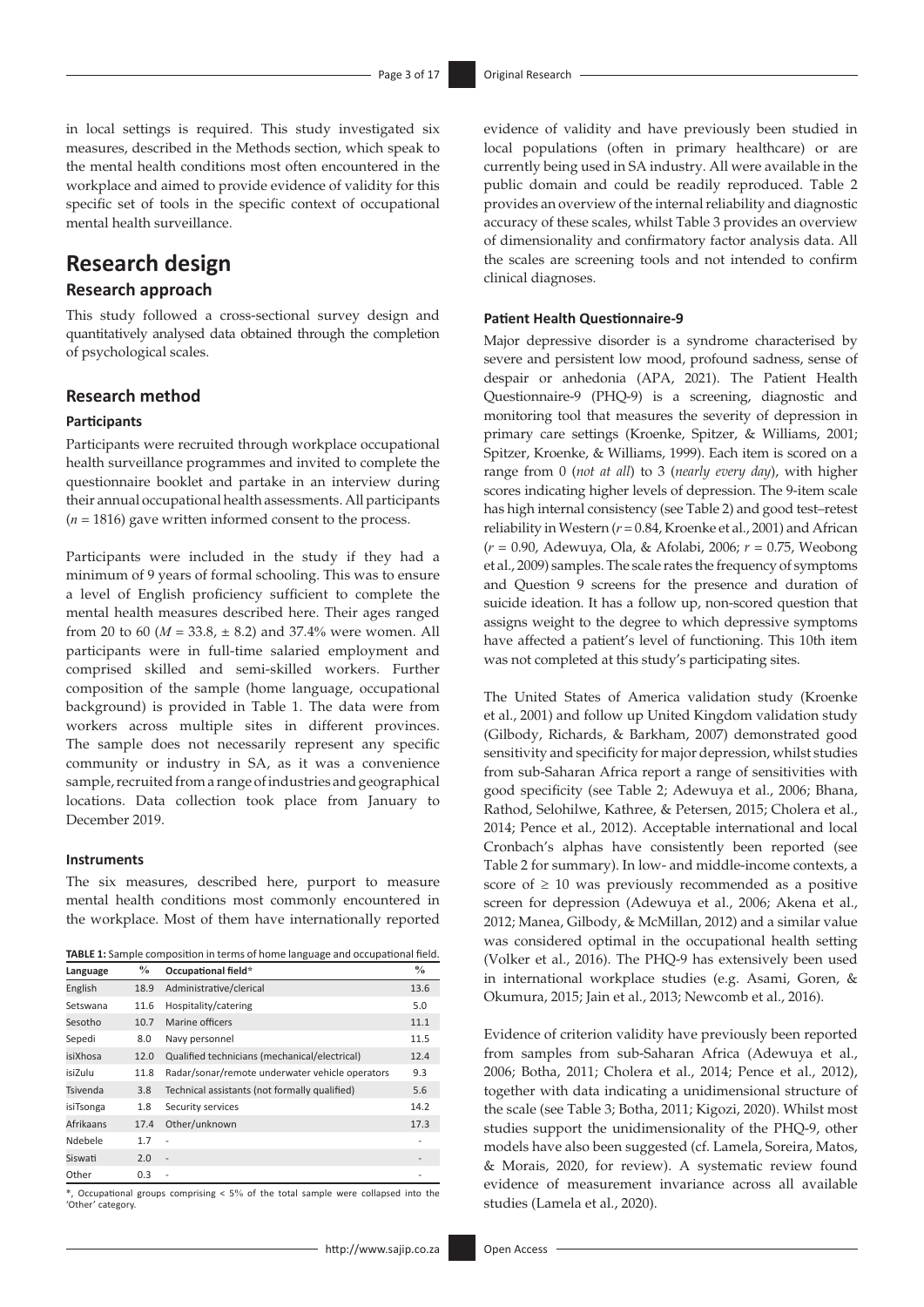in local settings is required. This study investigated six measures, described in the Methods section, which speak to the mental health conditions most often encountered in the workplace and aimed to provide evidence of validity for this specific set of tools in the specific context of occupational mental health surveillance.

# Research design

## Research approach

This study followed a cross-sectional survey design and quantitatively analysed data obtained through the completion of psychological scales.

## Research method

### Participants

Participants were recruited through workplace occupational health surveillance programmes and invited to complete the questionnaire booklet and partake in an interview during their annual occupational health assessments. All participants ($n$ = 1816) gave written informed consent to the process.

Participants were included in the study if they had a minimum of 9 years of formal schooling. This was to ensure a level of English proficiency sufficient to complete the mental health measures described here. Their ages ranged from 20 to 60 ($M$ = 33.8, ± 8.2) and 37.4% were women. All participants were in full-time salaried employment and comprised skilled and semi-skilled workers. Further composition of the sample (home language, occupational background) is provided in Table 1. The data were from workers across multiple sites in different provinces. The sample does not necessarily represent any specific community or industry in SA, as it was a convenience sample, recruited from a range of industries and geographical locations. Data collection took place from January to December 2019.

### Instruments

The six measures, described here, purport to measure mental health conditions most commonly encountered in the workplace. Most of them have internationally reported evidence of validity and have previously been studied in local populations (often in primary healthcare) or are currently being used in SA industry. All were available in the public domain and could be readily reproduced. Table 2 provides an overview of the internal reliability and diagnostic accuracy of these scales, whilst Table 3 provides an overview of dimensionality and confirmatory factor analysis data. All the scales are screening tools and not intended to confirm clinical diagnoses.

**TABLE 1:** Sample composition in terms of home language and occupational field.

| Language | % | Occupational field* | % |
|---|---|---|---|
| English | 18.9 | Administrative/clerical | 13.6 |
| Setswana | 11.6 | Hospitality/catering | 5.0 |
| Sesotho | 10.7 | Marine officers | 11.1 |
| Sepedi | 8.0 | Navy personnel | 11.5 |
| isiXhosa | 12.0 | Qualified technicians (mechanical/electrical) | 12.4 |
| isiZulu | 11.8 | Radar/sonar/remote underwater vehicle operators | 9.3 |
| Tsivenda | 3.8 | Technical assistants (not formally qualified) | 5.6 |
| isiTsonga | 1.8 | Security services | 14.2 |
| Afrikaans | 17.4 | Other/unknown | 17.3 |
| Ndebele | 1.7 | - | - |
| Siswati | 2.0 | - | - |
| Other | 0.3 | - | - |

*, Occupational groups comprising < 5% of the total sample were collapsed into the 'Other' category.

### Patient Health Questionnaire-9

Major depressive disorder is a syndrome characterised by severe and persistent low mood, profound sadness, sense of despair or anhedonia (APA, 2021). The Patient Health Questionnaire-9 (PHQ-9) is a screening, diagnostic and monitoring tool that measures the severity of depression in primary care settings (Kroenke, Spitzer, & Williams, 2001; Spitzer, Kroenke, & Williams, 1999). Each item is scored on a range from 0 (*not at all*) to 3 (*nearly every day*), with higher scores indicating higher levels of depression. The 9-item scale has high internal consistency (see Table 2) and good test–retest reliability in Western ($r$ = 0.84, Kroenke et al., 2001) and African ($r$ = 0.90, Adewuya, Ola, & Afolabi, 2006; $r$ = 0.75, Weobong et al., 2009) samples. The scale rates the frequency of symptoms and Question 9 screens for the presence and duration of suicide ideation. It has a follow up, non-scored question that assigns weight to the degree to which depressive symptoms have affected a patient's level of functioning. This 10th item was not completed at this study's participating sites.

The United States of America validation study (Kroenke et al., 2001) and follow up United Kingdom validation study (Gilbody, Richards, & Barkham, 2007) demonstrated good sensitivity and specificity for major depression, whilst studies from sub-Saharan Africa report a range of sensitivities with good specificity (see Table 2; Adewuya et al., 2006; Bhana, Rathod, Selohilwe, Kathree, & Petersen, 2015; Cholera et al., 2014; Pence et al., 2012). Acceptable international and local Cronbach's alphas have consistently been reported (see Table 2 for summary). In low- and middle-income contexts, a score of ≥ 10 was previously recommended as a positive screen for depression (Adewuya et al., 2006; Akena et al., 2012; Manea, Gilbody, & McMillan, 2012) and a similar value was considered optimal in the occupational health setting (Volker et al., 2016). The PHQ-9 has extensively been used in international workplace studies (e.g. Asami, Goren, & Okumura, 2015; Jain et al., 2013; Newcomb et al., 2016).

Evidence of criterion validity have previously been reported from samples from sub-Saharan Africa (Adewuya et al., 2006; Botha, 2011; Cholera et al., 2014; Pence et al., 2012), together with data indicating a unidimensional structure of the scale (see Table 3; Botha, 2011; Kigozi, 2020). Whilst most studies support the unidimensionality of the PHQ-9, other models have also been suggested (cf. Lamela, Soreira, Matos, & Morais, 2020, for review). A systematic review found evidence of measurement invariance across all available studies (Lamela et al., 2020).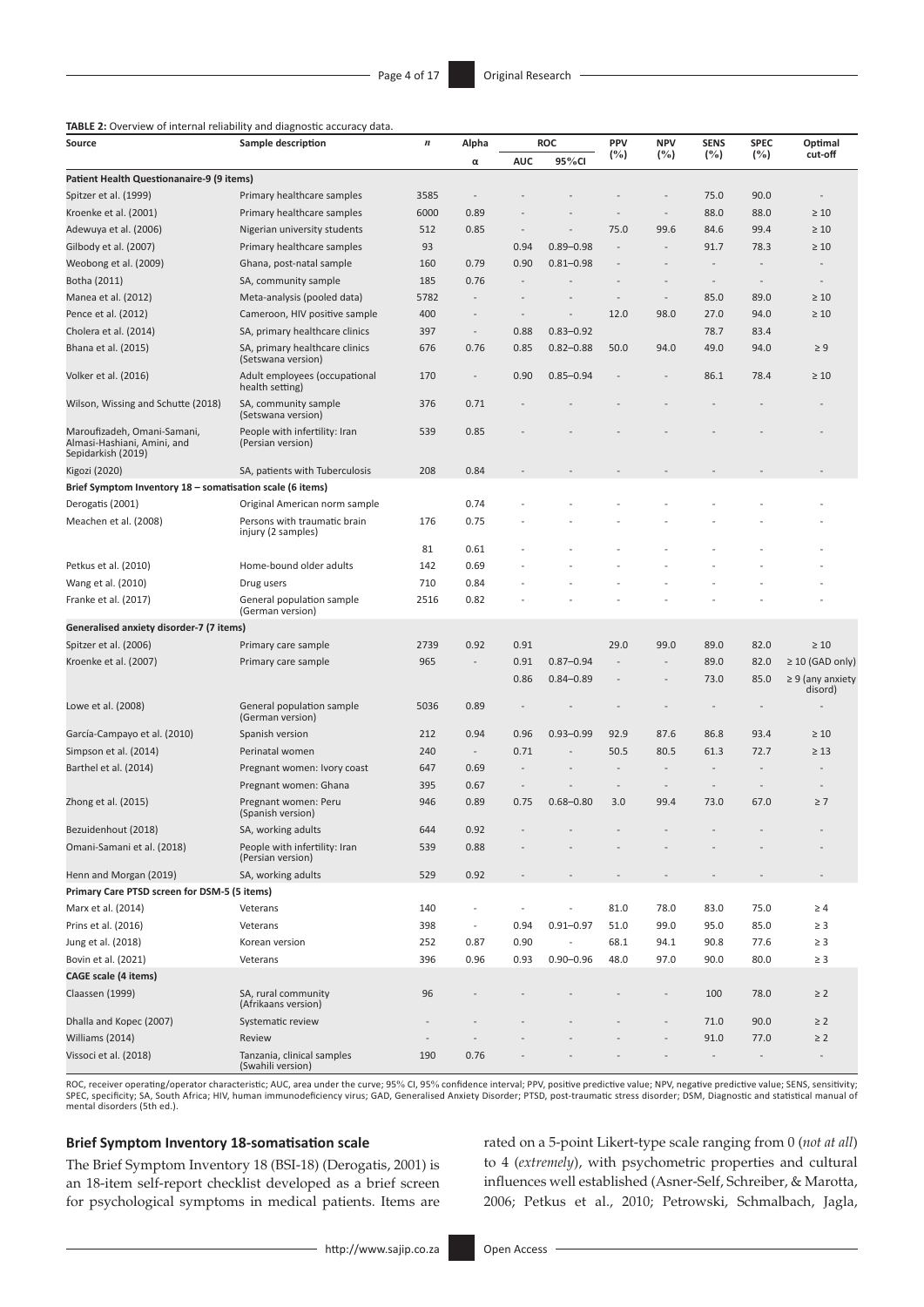**TABLE 2:** Overview of internal reliability and diagnostic accuracy data.

| Source | Sample description | $n$ | Alpha | ROC | | PPV | NPV | SENS | SPEC | Optimal cut-off |
|---|---|---|---|---|---|---|---|---|---|---|
| | | | α | AUC | 95%CI | (%) | (%) | (%) | (%) | |
| **Patient Health Questionanaire-9 (9 items)** | | | | | | | | | | |
| Spitzer et al. (1999) | Primary healthcare samples | 3585 | - | - | - | - | - | 75.0 | 90.0 | - |
| Kroenke et al. (2001) | Primary healthcare samples | 6000 | 0.89 | - | - | - | - | 88.0 | 88.0 | ≥ 10 |
| Adewuya et al. (2006) | Nigerian university students | 512 | 0.85 | - | - | 75.0 | 99.6 | 84.6 | 99.4 | ≥ 10 |
| Gilbody et al. (2007) | Primary healthcare samples | 93 | | 0.94 | 0.89–0.98 | - | - | 91.7 | 78.3 | ≥ 10 |
| Weobong et al. (2009) | Ghana, post-natal sample | 160 | 0.79 | 0.90 | 0.81–0.98 | - | - | - | - | - |
| Botha (2011) | SA, community sample | 185 | 0.76 | - | - | - | - | - | - | - |
| Manea et al. (2012) | Meta-analysis (pooled data) | 5782 | - | - | - | - | - | 85.0 | 89.0 | ≥ 10 |
| Pence et al. (2012) | Cameroon, HIV positive sample | 400 | - | - | - | 12.0 | 98.0 | 27.0 | 94.0 | ≥ 10 |
| Cholera et al. (2014) | SA, primary healthcare clinics | 397 | - | 0.88 | 0.83–0.92 | | | 78.7 | 83.4 | |
| Bhana et al. (2015) | SA, primary healthcare clinics (Setswana version) | 676 | 0.76 | 0.85 | 0.82–0.88 | 50.0 | 94.0 | 49.0 | 94.0 | ≥ 9 |
| Volker et al. (2016) | Adult employees (occupational health setting) | 170 | - | 0.90 | 0.85–0.94 | - | - | 86.1 | 78.4 | ≥ 10 |
| Wilson, Wissing and Schutte (2018) | SA, community sample (Setswana version) | 376 | 0.71 | - | - | - | - | - | - | - |
| Maroufizadeh, Omani-Samani, Almasi-Hashiani, Amini, and Sepidarkish (2019) | People with infertility: Iran (Persian version) | 539 | 0.85 | - | - | - | - | - | - | - |
| Kigozi (2020) | SA, patients with Tuberculosis | 208 | 0.84 | - | - | - | - | - | - | - |
| **Brief Symptom Inventory 18 – somatisation scale (6 items)** | | | | | | | | | | |
| Derogatis (2001) | Original American norm sample | | 0.74 | - | - | - | - | - | - | - |
| Meachen et al. (2008) | Persons with traumatic brain injury (2 samples) | 176 | 0.75 | - | - | - | - | - | - | - |
| | | 81 | 0.61 | - | - | - | - | - | - | - |
| Petkus et al. (2010) | Home-bound older adults | 142 | 0.69 | - | - | - | - | - | - | - |
| Wang et al. (2010) | Drug users | 710 | 0.84 | - | - | - | - | - | - | - |
| Franke et al. (2017) | General population sample (German version) | 2516 | 0.82 | - | - | - | - | - | - | - |
| **Generalised anxiety disorder-7 (7 items)** | | | | | | | | | | |
| Spitzer et al. (2006) | Primary care sample | 2739 | 0.92 | 0.91 | | 29.0 | 99.0 | 89.0 | 82.0 | ≥ 10 |
| Kroenke et al. (2007) | Primary care sample | 965 | - | 0.91 | 0.87–0.94 | - | - | 89.0 | 82.0 | ≥ 10 (GAD only) |
| | | | | 0.86 | 0.84–0.89 | - | - | 73.0 | 85.0 | ≥ 9 (any anxiety disord) |
| Lowe et al. (2008) | General population sample (German version) | 5036 | 0.89 | - | - | - | - | - | - | - |
| García-Campayo et al. (2010) | Spanish version | 212 | 0.94 | 0.96 | 0.93–0.99 | 92.9 | 87.6 | 86.8 | 93.4 | ≥ 10 |
| Simpson et al. (2014) | Perinatal women | 240 | - | 0.71 | - | 50.5 | 80.5 | 61.3 | 72.7 | ≥ 13 |
| Barthel et al. (2014) | Pregnant women: Ivory coast | 647 | 0.69 | - | - | - | - | - | - | - |
| | Pregnant women: Ghana | 395 | 0.67 | - | - | - | - | - | - | - |
| Zhong et al. (2015) | Pregnant women: Peru (Spanish version) | 946 | 0.89 | 0.75 | 0.68–0.80 | 3.0 | 99.4 | 73.0 | 67.0 | ≥ 7 |
| Bezuidenhout (2018) | SA, working adults | 644 | 0.92 | - | - | - | - | - | - | - |
| Omani-Samani et al. (2018) | People with infertility: Iran (Persian version) | 539 | 0.88 | - | - | - | - | - | - | - |
| Henn and Morgan (2019) | SA, working adults | 529 | 0.92 | - | - | - | - | - | - | - |
| **Primary Care PTSD screen for DSM-5 (5 items)** | | | | | | | | | | |
| Marx et al. (2014) | Veterans | 140 | - | - | - | 81.0 | 78.0 | 83.0 | 75.0 | ≥ 4 |
| Prins et al. (2016) | Veterans | 398 | - | 0.94 | 0.91–0.97 | 51.0 | 99.0 | 95.0 | 85.0 | ≥ 3 |
| Jung et al. (2018) | Korean version | 252 | 0.87 | 0.90 | - | 68.1 | 94.1 | 90.8 | 77.6 | ≥ 3 |
| Bovin et al. (2021) | Veterans | 396 | 0.96 | 0.93 | 0.90–0.96 | 48.0 | 97.0 | 90.0 | 80.0 | ≥ 3 |
| **CAGE scale (4 items)** | | | | | | | | | | |
| Claassen (1999) | SA, rural community (Afrikaans version) | 96 | - | - | - | - | - | 100 | 78.0 | ≥ 2 |
| Dhalla and Kopec (2007) | Systematic review | - | - | - | - | - | - | 71.0 | 90.0 | ≥ 2 |
| Williams (2014) | Review | - | - | - | - | - | - | 91.0 | 77.0 | ≥ 2 |
| Vissoci et al. (2018) | Tanzania, clinical samples (Swahili version) | 190 | 0.76 | - | - | - | - | - | - | - |

ROC, receiver operating/operator characteristic; AUC, area under the curve; 95% CI, 95% confidence interval; PPV, positive predictive value; NPV, negative predictive value; SENS, sensitivity; SPEC, specificity; SA, South Africa; HIV, human immunodeficiency virus; GAD, Generalised Anxiety Disorder; PTSD, post-traumatic stress disorder; DSM, Diagnostic and statistical manual of mental disorders (5th ed.).

### Brief Symptom Inventory 18-somatisation scale

The Brief Symptom Inventory 18 (BSI-18) (Derogatis, 2001) is an 18-item self-report checklist developed as a brief screen for psychological symptoms in medical patients. Items are rated on a 5-point Likert-type scale ranging from 0 (*not at all*) to 4 (*extremely*), with psychometric properties and cultural influences well established (Asner-Self, Schreiber, & Marotta, 2006; Petkus et al., 2010; Petrowski, Schmalbach, Jagla,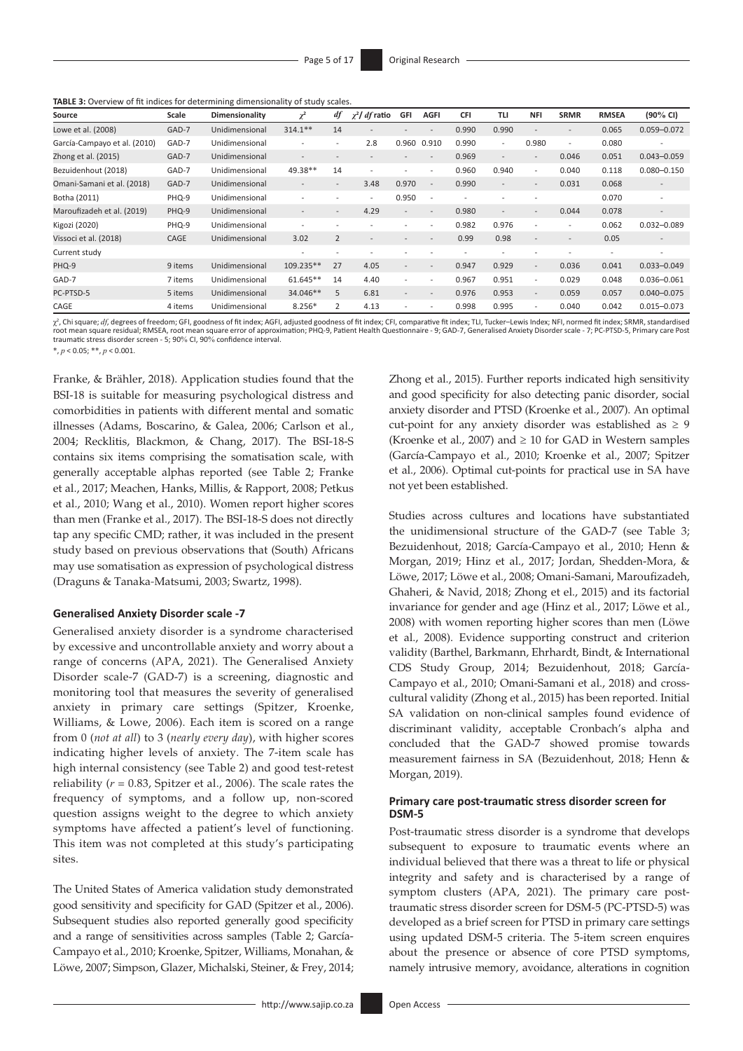**TABLE 3:** Overview of fit indices for determining dimensionality of study scales.

| Source | Scale | Dimensionality | $\chi^2$ | *df* | $\chi^2$/ *df* ratio | GFI | AGFI | CFI | TLI | NFI | SRMR | RMSEA | (90% CI) |
|---|---|---|---|---|---|---|---|---|---|---|---|---|---|
| Lowe et al. (2008) | GAD-7 | Unidimensional | 314.1** | 14 | - | - | - | 0.990 | 0.990 | - | - | 0.065 | 0.059–0.072 |
| García-Campayo et al. (2010) | GAD-7 | Unidimensional | - | - | 2.8 | 0.960 | 0.910 | 0.990 | - | 0.980 | - | 0.080 | - |
| Zhong et al. (2015) | GAD-7 | Unidimensional | - | - | - | - | - | 0.969 | - | - | 0.046 | 0.051 | 0.043–0.059 |
| Bezuidenhout (2018) | GAD-7 | Unidimensional | 49.38** | 14 | - | - | - | 0.960 | 0.940 | - | 0.040 | 0.118 | 0.080–0.150 |
| Omani-Samani et al. (2018) | GAD-7 | Unidimensional | - | - | 3.48 | 0.970 | - | 0.990 | - | - | 0.031 | 0.068 | - |
| Botha (2011) | PHQ-9 | Unidimensional | - | - | - | 0.950 | - | - | - | - | - | 0.070 | - |
| Maroufizadeh et al. (2019) | PHQ-9 | Unidimensional | - | - | 4.29 | - | - | 0.980 | - | - | 0.044 | 0.078 | - |
| Kigozi (2020) | PHQ-9 | Unidimensional | - | - | - | - | - | 0.982 | 0.976 | - | - | 0.062 | 0.032–0.089 |
| Vissoci et al. (2018) | CAGE | Unidimensional | 3.02 | 2 | - | - | - | 0.99 | 0.98 | - | - | 0.05 | - |
| Current study | | | - | - | - | - | - | - | - | - | - | - | - |
| PHQ-9 | 9 items | Unidimensional | 109.235** | 27 | 4.05 | - | - | 0.947 | 0.929 | - | 0.036 | 0.041 | 0.033–0.049 |
| GAD-7 | 7 items | Unidimensional | 61.645** | 14 | 4.40 | - | - | 0.967 | 0.951 | - | 0.029 | 0.048 | 0.036–0.061 |
| PC-PTSD-5 | 5 items | Unidimensional | 34.046** | 5 | 6.81 | - | - | 0.976 | 0.953 | - | 0.059 | 0.057 | 0.040–0.075 |
| CAGE | 4 items | Unidimensional | 8.256* | 2 | 4.13 | - | - | 0.998 | 0.995 | - | 0.040 | 0.042 | 0.015–0.073 |

$\chi^2$, Chi square; *df*, degrees of freedom; GFI, goodness of fit index; AGFI, adjusted goodness of fit index; CFI, comparative fit index; TLI, Tucker–Lewis Index; NFI, normed fit index; SRMR, standardised root mean square residual; RMSEA, root mean square error of approximation; PHQ-9, Patient Health Questionnaire - 9; GAD-7, Generalised Anxiety Disorder scale - 7; PC-PTSD-5, Primary care Post traumatic stress disorder screen - 5; 90% CI, 90% confidence interval.

*, $p < 0.05$; **, $p < 0.001$.

Franke, & Brähler, 2018). Application studies found that the BSI-18 is suitable for measuring psychological distress and comorbidities in patients with different mental and somatic illnesses (Adams, Boscarino, & Galea, 2006; Carlson et al., 2004; Recklitis, Blackmon, & Chang, 2017). The BSI-18-S contains six items comprising the somatisation scale, with generally acceptable alphas reported (see Table 2; Franke et al., 2017; Meachen, Hanks, Millis, & Rapport, 2008; Petkus et al., 2010; Wang et al., 2010). Women report higher scores than men (Franke et al., 2017). The BSI-18-S does not directly tap any specific CMD; rather, it was included in the present study based on previous observations that (South) Africans may use somatisation as expression of psychological distress (Draguns & Tanaka-Matsumi, 2003; Swartz, 1998).

### Generalised Anxiety Disorder scale -7

Generalised anxiety disorder is a syndrome characterised by excessive and uncontrollable anxiety and worry about a range of concerns (APA, 2021). The Generalised Anxiety Disorder scale-7 (GAD-7) is a screening, diagnostic and monitoring tool that measures the severity of generalised anxiety in primary care settings (Spitzer, Kroenke, Williams, & Lowe, 2006). Each item is scored on a range from 0 (*not at all*) to 3 (*nearly every day*), with higher scores indicating higher levels of anxiety. The 7-item scale has high internal consistency (see Table 2) and good test-retest reliability ($r = 0.83$, Spitzer et al., 2006). The scale rates the frequency of symptoms, and a follow up, non-scored question assigns weight to the degree to which anxiety symptoms have affected a patient's level of functioning. This item was not completed at this study's participating sites.

The United States of America validation study demonstrated good sensitivity and specificity for GAD (Spitzer et al., 2006). Subsequent studies also reported generally good specificity and a range of sensitivities across samples (Table 2; García-Campayo et al., 2010; Kroenke, Spitzer, Williams, Monahan, & Löwe, 2007; Simpson, Glazer, Michalski, Steiner, & Frey, 2014; Zhong et al., 2015). Further reports indicated high sensitivity and good specificity for also detecting panic disorder, social anxiety disorder and PTSD (Kroenke et al., 2007). An optimal cut-point for any anxiety disorder was established as $\geq 9$ (Kroenke et al., 2007) and $\geq 10$ for GAD in Western samples (García-Campayo et al., 2010; Kroenke et al., 2007; Spitzer et al., 2006). Optimal cut-points for practical use in SA have not yet been established.

Studies across cultures and locations have substantiated the unidimensional structure of the GAD-7 (see Table 3; Bezuidenhout, 2018; García-Campayo et al., 2010; Henn & Morgan, 2019; Hinz et al., 2017; Jordan, Shedden-Mora, & Löwe, 2017; Löwe et al., 2008; Omani-Samani, Maroufizadeh, Ghaheri, & Navid, 2018; Zhong et al., 2015) and its factorial invariance for gender and age (Hinz et al., 2017; Löwe et al., 2008) with women reporting higher scores than men (Löwe et al., 2008). Evidence supporting construct and criterion validity (Barthel, Barkmann, Ehrhardt, Bindt, & International CDS Study Group, 2014; Bezuidenhout, 2018; García-Campayo et al., 2010; Omani-Samani et al., 2018) and cross-cultural validity (Zhong et al., 2015) has been reported. Initial SA validation on non-clinical samples found evidence of discriminant validity, acceptable Cronbach's alpha and concluded that the GAD-7 showed promise towards measurement fairness in SA (Bezuidenhout, 2018; Henn & Morgan, 2019).

### Primary care post-traumatic stress disorder screen for DSM-5

Post-traumatic stress disorder is a syndrome that develops subsequent to exposure to traumatic events where an individual believed that there was a threat to life or physical integrity and safety and is characterised by a range of symptom clusters (APA, 2021). The primary care post-traumatic stress disorder screen for DSM-5 (PC-PTSD-5) was developed as a brief screen for PTSD in primary care settings using updated DSM-5 criteria. The 5-item screen enquires about the presence or absence of core PTSD symptoms, namely intrusive memory, avoidance, alterations in cognition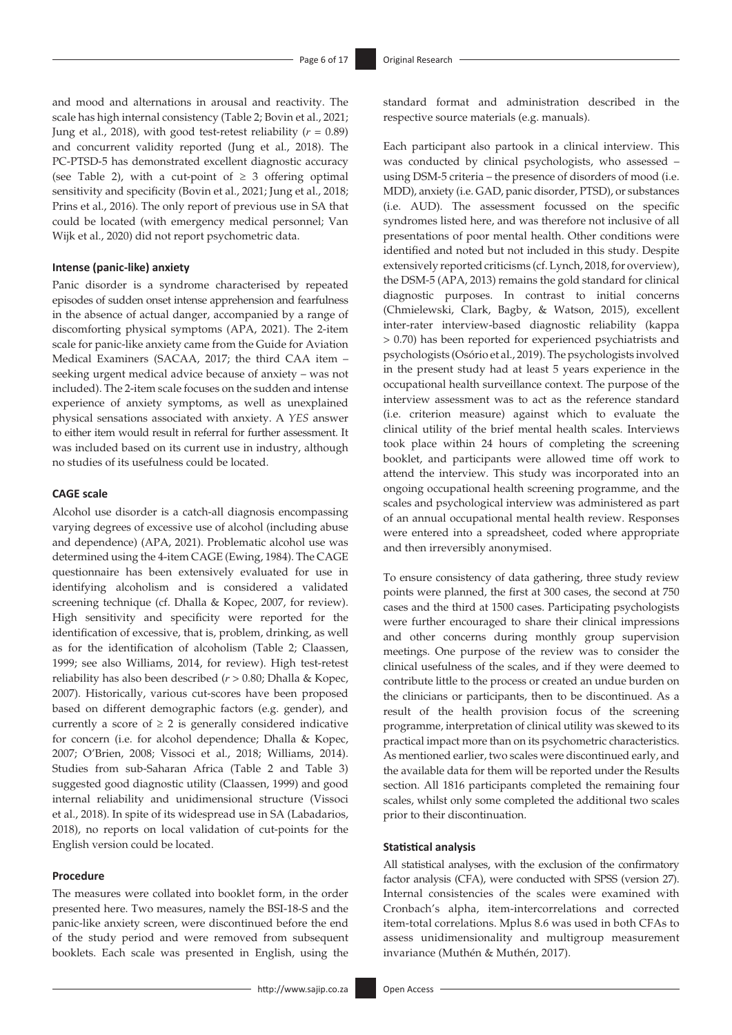and mood and alternations in arousal and reactivity. The scale has high internal consistency (Table 2; Bovin et al., 2021; Jung et al., 2018), with good test-retest reliability ($r = 0.89$) and concurrent validity reported (Jung et al., 2018). The PC-PTSD-5 has demonstrated excellent diagnostic accuracy (see Table 2), with a cut-point of $\geq 3$ offering optimal sensitivity and specificity (Bovin et al., 2021; Jung et al., 2018; Prins et al., 2016). The only report of previous use in SA that could be located (with emergency medical personnel; Van Wijk et al., 2020) did not report psychometric data.

#### Intense (panic-like) anxiety

Panic disorder is a syndrome characterised by repeated episodes of sudden onset intense apprehension and fearfulness in the absence of actual danger, accompanied by a range of discomforting physical symptoms (APA, 2021). The 2-item scale for panic-like anxiety came from the Guide for Aviation Medical Examiners (SACAA, 2017; the third CAA item – seeking urgent medical advice because of anxiety – was not included). The 2-item scale focuses on the sudden and intense experience of anxiety symptoms, as well as unexplained physical sensations associated with anxiety. A *YES* answer to either item would result in referral for further assessment. It was included based on its current use in industry, although no studies of its usefulness could be located.

#### CAGE scale

Alcohol use disorder is a catch-all diagnosis encompassing varying degrees of excessive use of alcohol (including abuse and dependence) (APA, 2021). Problematic alcohol use was determined using the 4-item CAGE (Ewing, 1984). The CAGE questionnaire has been extensively evaluated for use in identifying alcoholism and is considered a validated screening technique (cf. Dhalla & Kopec, 2007, for review). High sensitivity and specificity were reported for the identification of excessive, that is, problem, drinking, as well as for the identification of alcoholism (Table 2; Claassen, 1999; see also Williams, 2014, for review). High test-retest reliability has also been described ($r > 0.80$; Dhalla & Kopec, 2007). Historically, various cut-scores have been proposed based on different demographic factors (e.g. gender), and currently a score of $\geq 2$ is generally considered indicative for concern (i.e. for alcohol dependence; Dhalla & Kopec, 2007; O'Brien, 2008; Vissoci et al., 2018; Williams, 2014). Studies from sub-Saharan Africa (Table 2 and Table 3) suggested good diagnostic utility (Claassen, 1999) and good internal reliability and unidimensional structure (Vissoci et al., 2018). In spite of its widespread use in SA (Labadarios, 2018), no reports on local validation of cut-points for the English version could be located.

#### Procedure

The measures were collated into booklet form, in the order presented here. Two measures, namely the BSI-18-S and the panic-like anxiety screen, were discontinued before the end of the study period and were removed from subsequent booklets. Each scale was presented in English, using the standard format and administration described in the respective source materials (e.g. manuals).

Each participant also partook in a clinical interview. This was conducted by clinical psychologists, who assessed – using DSM-5 criteria – the presence of disorders of mood (i.e. MDD), anxiety (i.e. GAD, panic disorder, PTSD), or substances (i.e. AUD). The assessment focussed on the specific syndromes listed here, and was therefore not inclusive of all presentations of poor mental health. Other conditions were identified and noted but not included in this study. Despite extensively reported criticisms (cf. Lynch, 2018, for overview), the DSM-5 (APA, 2013) remains the gold standard for clinical diagnostic purposes. In contrast to initial concerns (Chmielewski, Clark, Bagby, & Watson, 2015), excellent inter-rater interview-based diagnostic reliability (kappa > 0.70) has been reported for experienced psychiatrists and psychologists (Osório et al., 2019). The psychologists involved in the present study had at least 5 years experience in the occupational health surveillance context. The purpose of the interview assessment was to act as the reference standard (i.e. criterion measure) against which to evaluate the clinical utility of the brief mental health scales. Interviews took place within 24 hours of completing the screening booklet, and participants were allowed time off work to attend the interview. This study was incorporated into an ongoing occupational health screening programme, and the scales and psychological interview was administered as part of an annual occupational mental health review. Responses were entered into a spreadsheet, coded where appropriate and then irreversibly anonymised.

To ensure consistency of data gathering, three study review points were planned, the first at 300 cases, the second at 750 cases and the third at 1500 cases. Participating psychologists were further encouraged to share their clinical impressions and other concerns during monthly group supervision meetings. One purpose of the review was to consider the clinical usefulness of the scales, and if they were deemed to contribute little to the process or created an undue burden on the clinicians or participants, then to be discontinued. As a result of the health provision focus of the screening programme, interpretation of clinical utility was skewed to its practical impact more than on its psychometric characteristics. As mentioned earlier, two scales were discontinued early, and the available data for them will be reported under the Results section. All 1816 participants completed the remaining four scales, whilst only some completed the additional two scales prior to their discontinuation.

#### Statistical analysis

All statistical analyses, with the exclusion of the confirmatory factor analysis (CFA), were conducted with SPSS (version 27). Internal consistencies of the scales were examined with Cronbach's alpha, item-intercorrelations and corrected item-total correlations. Mplus 8.6 was used in both CFAs to assess unidimensionality and multigroup measurement invariance (Muthén & Muthén, 2017).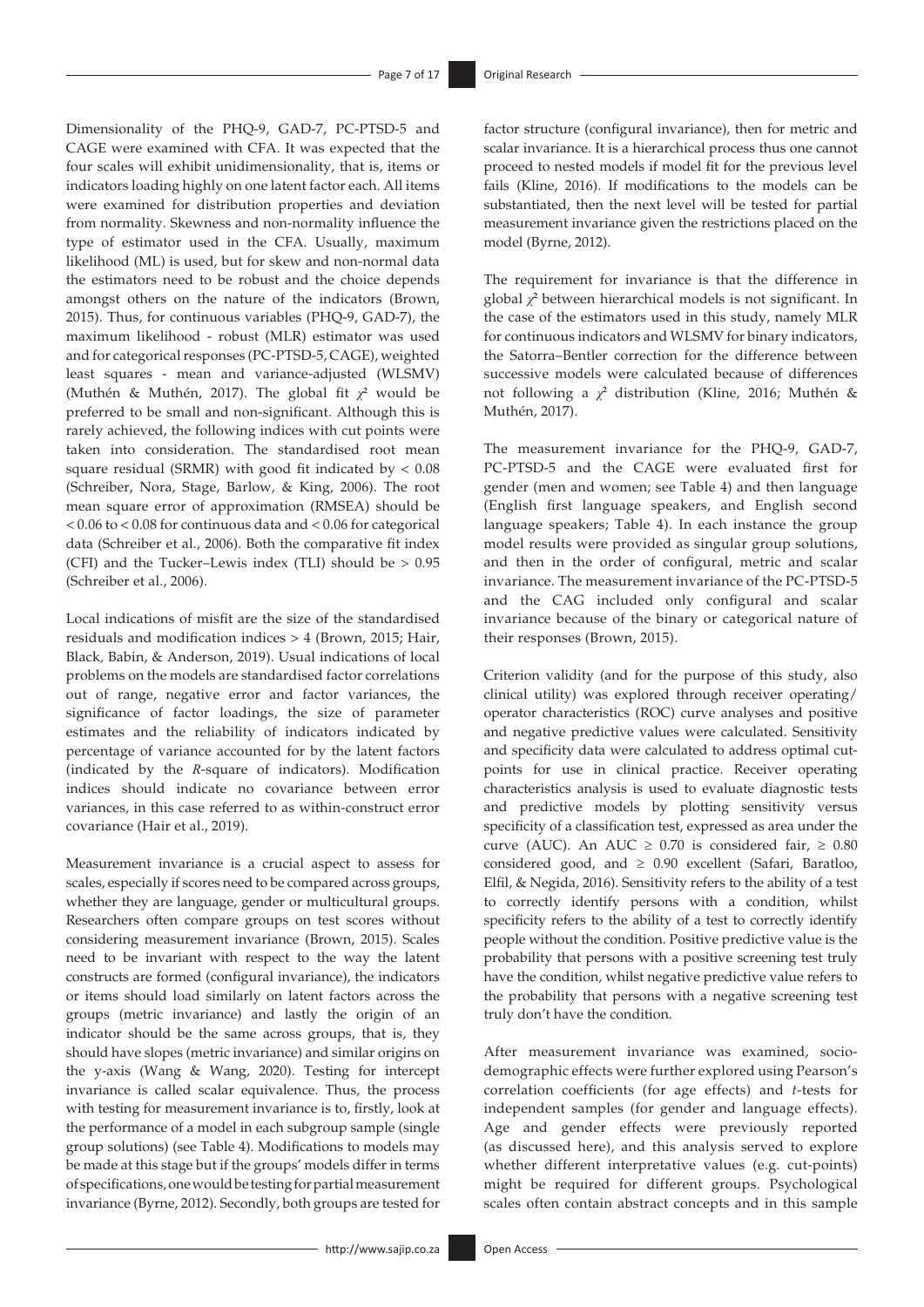Dimensionality of the PHQ-9, GAD-7, PC-PTSD-5 and CAGE were examined with CFA. It was expected that the four scales will exhibit unidimensionality, that is, items or indicators loading highly on one latent factor each. All items were examined for distribution properties and deviation from normality. Skewness and non-normality influence the type of estimator used in the CFA. Usually, maximum likelihood (ML) is used, but for skew and non-normal data the estimators need to be robust and the choice depends amongst others on the nature of the indicators (Brown, 2015). Thus, for continuous variables (PHQ-9, GAD-7), the maximum likelihood - robust (MLR) estimator was used and for categorical responses (PC-PTSD-5, CAGE), weighted least squares - mean and variance-adjusted (WLSMV) (Muthén & Muthén, 2017). The global fit $\chi^2$ would be preferred to be small and non-significant. Although this is rarely achieved, the following indices with cut points were taken into consideration. The standardised root mean square residual (SRMR) with good fit indicated by < 0.08 (Schreiber, Nora, Stage, Barlow, & King, 2006). The root mean square error of approximation (RMSEA) should be < 0.06 to < 0.08 for continuous data and < 0.06 for categorical data (Schreiber et al., 2006). Both the comparative fit index (CFI) and the Tucker–Lewis index (TLI) should be > 0.95 (Schreiber et al., 2006).

Local indications of misfit are the size of the standardised residuals and modification indices > 4 (Brown, 2015; Hair, Black, Babin, & Anderson, 2019). Usual indications of local problems on the models are standardised factor correlations out of range, negative error and factor variances, the significance of factor loadings, the size of parameter estimates and the reliability of indicators indicated by percentage of variance accounted for by the latent factors (indicated by the *R*-square of indicators). Modification indices should indicate no covariance between error variances, in this case referred to as within-construct error covariance (Hair et al., 2019).

Measurement invariance is a crucial aspect to assess for scales, especially if scores need to be compared across groups, whether they are language, gender or multicultural groups. Researchers often compare groups on test scores without considering measurement invariance (Brown, 2015). Scales need to be invariant with respect to the way the latent constructs are formed (configural invariance), the indicators or items should load similarly on latent factors across the groups (metric invariance) and lastly the origin of an indicator should be the same across groups, that is, they should have slopes (metric invariance) and similar origins on the y-axis (Wang & Wang, 2020). Testing for intercept invariance is called scalar equivalence. Thus, the process with testing for measurement invariance is to, firstly, look at the performance of a model in each subgroup sample (single group solutions) (see Table 4). Modifications to models may be made at this stage but if the groups' models differ in terms of specifications, one would be testing for partial measurement invariance (Byrne, 2012). Secondly, both groups are tested for factor structure (configural invariance), then for metric and scalar invariance. It is a hierarchical process thus one cannot proceed to nested models if model fit for the previous level fails (Kline, 2016). If modifications to the models can be substantiated, then the next level will be tested for partial measurement invariance given the restrictions placed on the model (Byrne, 2012).

The requirement for invariance is that the difference in global $\chi^2$ between hierarchical models is not significant. In the case of the estimators used in this study, namely MLR for continuous indicators and WLSMV for binary indicators, the Satorra–Bentler correction for the difference between successive models were calculated because of differences not following a $\chi^2$ distribution (Kline, 2016; Muthén & Muthén, 2017).

The measurement invariance for the PHQ-9, GAD-7, PC-PTSD-5 and the CAGE were evaluated first for gender (men and women; see Table 4) and then language (English first language speakers, and English second language speakers; Table 4). In each instance the group model results were provided as singular group solutions, and then in the order of configural, metric and scalar invariance. The measurement invariance of the PC-PTSD-5 and the CAG included only configural and scalar invariance because of the binary or categorical nature of their responses (Brown, 2015).

Criterion validity (and for the purpose of this study, also clinical utility) was explored through receiver operating/operator characteristics (ROC) curve analyses and positive and negative predictive values were calculated. Sensitivity and specificity data were calculated to address optimal cut-points for use in clinical practice. Receiver operating characteristics analysis is used to evaluate diagnostic tests and predictive models by plotting sensitivity versus specificity of a classification test, expressed as area under the curve (AUC). An AUC ≥ 0.70 is considered fair, ≥ 0.80 considered good, and ≥ 0.90 excellent (Safari, Baratloo, Elfil, & Negida, 2016). Sensitivity refers to the ability of a test to correctly identify persons with a condition, whilst specificity refers to the ability of a test to correctly identify people without the condition. Positive predictive value is the probability that persons with a positive screening test truly have the condition, whilst negative predictive value refers to the probability that persons with a negative screening test truly don't have the condition.

After measurement invariance was examined, socio-demographic effects were further explored using Pearson's correlation coefficients (for age effects) and *t*-tests for independent samples (for gender and language effects). Age and gender effects were previously reported (as discussed here), and this analysis served to explore whether different interpretative values (e.g. cut-points) might be required for different groups. Psychological scales often contain abstract concepts and in this sample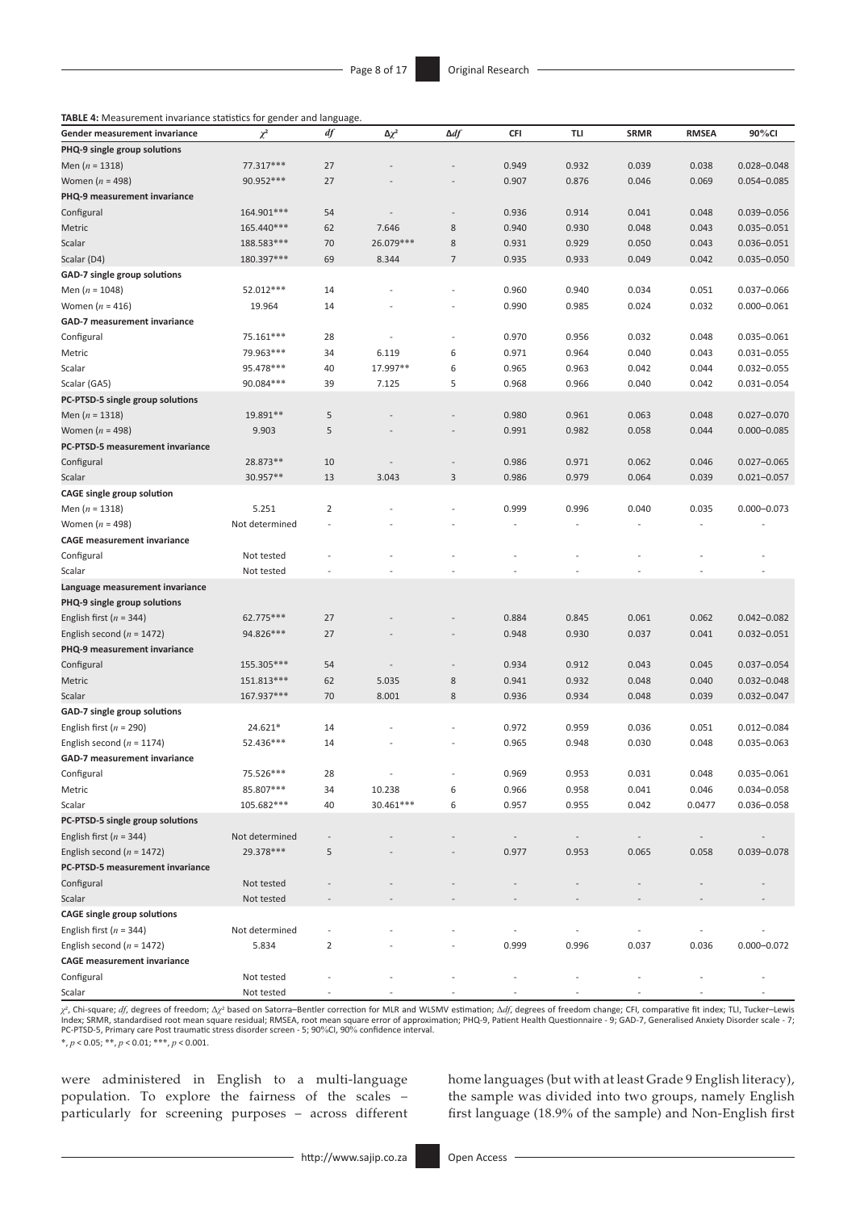**TABLE 4:** Measurement invariance statistics for gender and language.

| Gender measurement invariance | $\chi^2$ | *df* | $\Delta\chi^2$ | $\Delta df$ | CFI | TLI | SRMR | RMSEA | 90%CI |
|---|---|---|---|---|---|---|---|---|---|
| **PHQ-9 single group solutions** | | | | | | | | | |
| Men (*n* = 1318) | 77.317*** | 27 | - | - | 0.949 | 0.932 | 0.039 | 0.038 | 0.028–0.048 |
| Women (*n* = 498) | 90.952*** | 27 | - | - | 0.907 | 0.876 | 0.046 | 0.069 | 0.054–0.085 |
| **PHQ-9 measurement invariance** | | | | | | | | | |
| Configural | 164.901*** | 54 | - | - | 0.936 | 0.914 | 0.041 | 0.048 | 0.039–0.056 |
| Metric | 165.440*** | 62 | 7.646 | 8 | 0.940 | 0.930 | 0.048 | 0.043 | 0.035–0.051 |
| Scalar | 188.583*** | 70 | 26.079*** | 8 | 0.931 | 0.929 | 0.050 | 0.043 | 0.036–0.051 |
| Scalar (D4) | 180.397*** | 69 | 8.344 | 7 | 0.935 | 0.933 | 0.049 | 0.042 | 0.035–0.050 |
| **GAD-7 single group solutions** | | | | | | | | | |
| Men (*n* = 1048) | 52.012*** | 14 | - | - | 0.960 | 0.940 | 0.034 | 0.051 | 0.037–0.066 |
| Women (*n* = 416) | 19.964 | 14 | - | - | 0.990 | 0.985 | 0.024 | 0.032 | 0.000–0.061 |
| **GAD-7 measurement invariance** | | | | | | | | | |
| Configural | 75.161*** | 28 | - | - | 0.970 | 0.956 | 0.032 | 0.048 | 0.035–0.061 |
| Metric | 79.963*** | 34 | 6.119 | 6 | 0.971 | 0.964 | 0.040 | 0.043 | 0.031–0.055 |
| Scalar | 95.478*** | 40 | 17.997** | 6 | 0.965 | 0.963 | 0.042 | 0.044 | 0.032–0.055 |
| Scalar (GA5) | 90.084*** | 39 | 7.125 | 5 | 0.968 | 0.966 | 0.040 | 0.042 | 0.031–0.054 |
| **PC-PTSD-5 single group solutions** | | | | | | | | | |
| Men (*n* = 1318) | 19.891** | 5 | - | - | 0.980 | 0.961 | 0.063 | 0.048 | 0.027–0.070 |
| Women (*n* = 498) | 9.903 | 5 | - | - | 0.991 | 0.982 | 0.058 | 0.044 | 0.000–0.085 |
| **PC-PTSD-5 measurement invariance** | | | | | | | | | |
| Configural | 28.873** | 10 | - | - | 0.986 | 0.971 | 0.062 | 0.046 | 0.027–0.065 |
| Scalar | 30.957** | 13 | 3.043 | 3 | 0.986 | 0.979 | 0.064 | 0.039 | 0.021–0.057 |
| **CAGE single group solution** | | | | | | | | | |
| Men (*n* = 1318) | 5.251 | 2 | - | - | 0.999 | 0.996 | 0.040 | 0.035 | 0.000–0.073 |
| Women (*n* = 498) | Not determined | - | - | - | - | - | - | - | - |
| **CAGE measurement invariance** | | | | | | | | | |
| Configural | Not tested | - | - | - | - | - | - | - | - |
| Scalar | Not tested | - | - | - | - | - | - | - | - |
| **Language measurement invariance** | | | | | | | | | |
| **PHQ-9 single group solutions** | | | | | | | | | |
| English first (*n* = 344) | 62.775*** | 27 | - | - | 0.884 | 0.845 | 0.061 | 0.062 | 0.042–0.082 |
| English second (*n* = 1472) | 94.826*** | 27 | - | - | 0.948 | 0.930 | 0.037 | 0.041 | 0.032–0.051 |
| **PHQ-9 measurement invariance** | | | | | | | | | |
| Configural | 155.305*** | 54 | - | - | 0.934 | 0.912 | 0.043 | 0.045 | 0.037–0.054 |
| Metric | 151.813*** | 62 | 5.035 | 8 | 0.941 | 0.932 | 0.048 | 0.040 | 0.032–0.048 |
| Scalar | 167.937*** | 70 | 8.001 | 8 | 0.936 | 0.934 | 0.048 | 0.039 | 0.032–0.047 |
| **GAD-7 single group solutions** | | | | | | | | | |
| English first (*n* = 290) | 24.621* | 14 | - | - | 0.972 | 0.959 | 0.036 | 0.051 | 0.012–0.084 |
| English second (*n* = 1174) | 52.436*** | 14 | - | - | 0.965 | 0.948 | 0.030 | 0.048 | 0.035–0.063 |
| **GAD-7 measurement invariance** | | | | | | | | | |
| Configural | 75.526*** | 28 | - | - | 0.969 | 0.953 | 0.031 | 0.048 | 0.035–0.061 |
| Metric | 85.807*** | 34 | 10.238 | 6 | 0.966 | 0.958 | 0.041 | 0.046 | 0.034–0.058 |
| Scalar | 105.682*** | 40 | 30.461*** | 6 | 0.957 | 0.955 | 0.042 | 0.0477 | 0.036–0.058 |
| **PC-PTSD-5 single group solutions** | | | | | | | | | |
| English first (*n* = 344) | Not determined | - | - | - | - | - | - | - | - |
| English second (*n* = 1472) | 29.378*** | 5 | - | - | 0.977 | 0.953 | 0.065 | 0.058 | 0.039–0.078 |
| **PC-PTSD-5 measurement invariance** | | | | | | | | | |
| Configural | Not tested | - | - | - | - | - | - | - | - |
| Scalar | Not tested | - | - | - | - | - | - | - | - |
| **CAGE single group solutions** | | | | | | | | | |
| English first (*n* = 344) | Not determined | - | - | - | - | - | - | - | - |
| English second (*n* = 1472) | 5.834 | 2 | - | - | 0.999 | 0.996 | 0.037 | 0.036 | 0.000–0.072 |
| **CAGE measurement invariance** | | | | | | | | | |
| Configural | Not tested | - | - | - | - | - | - | - | - |
| Scalar | Not tested | - | - | - | - | - | - | - | - |

$\chi^2$, Chi-square; *df*, degrees of freedom; $\Delta\chi^2$ based on Satorra–Bentler correction for MLR and WLSMV estimation; $\Delta df$, degrees of freedom change; CFI, comparative fit index; TLI, Tucker–Lewis Index; SRMR, standardised root mean square residual; RMSEA, root mean square error of approximation; PHQ-9, Patient Health Questionnaire - 9; GAD-7, Generalised Anxiety Disorder scale - 7; PC-PTSD-5, Primary care Post traumatic stress disorder screen - 5; 90%CI, 90% confidence interval.

*, $p < 0.05$; **, $p < 0.01$; ***, $p < 0.001$.

were administered in English to a multi-language population. To explore the fairness of the scales – particularly for screening purposes – across different home languages (but with at least Grade 9 English literacy), the sample was divided into two groups, namely English first language (18.9% of the sample) and Non-English first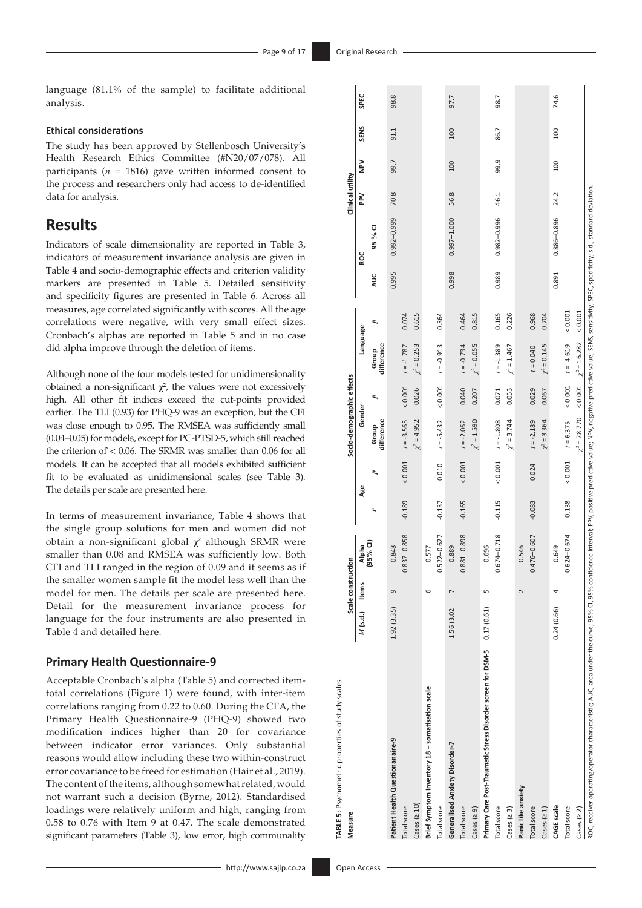language (81.1% of the sample) to facilitate additional analysis.

### Ethical considerations

The study has been approved by Stellenbosch University's Health Research Ethics Committee (#N20/07/078). All participants ($n$ = 1816) gave written informed consent to the process and researchers only had access to de-identified data for analysis.

## Results

Indicators of scale dimensionality are reported in Table 3, indicators of measurement invariance analysis are given in Table 4 and socio-demographic effects and criterion validity markers are presented in Table 5. Detailed sensitivity and specificity figures are presented in Table 6. Across all measures, age correlated significantly with scores. All the age correlations were negative, with very small effect sizes. Cronbach's alphas are reported in Table 5 and in no case did alpha improve through the deletion of items.

Although none of the four models tested for unidimensionality obtained a non-significant $\chi^2$, the values were not excessively high. All other fit indices exceed the cut-points provided earlier. The TLI (0.93) for PHQ-9 was an exception, but the CFI was close enough to 0.95. The RMSEA was sufficiently small (0.04–0.05) for models, except for PC-PTSD-5, which still reached the criterion of < 0.06. The SRMR was smaller than 0.06 for all models. It can be accepted that all models exhibited sufficient fit to be evaluated as unidimensional scales (see Table 3). The details per scale are presented here.

In terms of measurement invariance, Table 4 shows that the single group solutions for men and women did not obtain a non-significant global $\chi^2$ although SRMR were smaller than 0.08 and RMSEA was sufficiently low. Both CFI and TLI ranged in the region of 0.09 and it seems as if the smaller women sample fit the model less well than the model for men. The details per scale are presented here. Detail for the measurement invariance process for language for the four instruments are also presented in Table 4 and detailed here.

### Primary Health Questionnaire-9

Acceptable Cronbach's alpha (Table 5) and corrected item-total correlations (Figure 1) were found, with inter-item correlations ranging from 0.22 to 0.60. During the CFA, the Primary Health Questionnaire-9 (PHQ-9) showed two modification indices higher than 20 for covariance between indicator error variances. Only substantial reasons would allow including these two within-construct error covariance to be freed for estimation (Hair et al., 2019). The content of the items, although somewhat related, would not warrant such a decision (Byrne, 2012). Standardised loadings were relatively uniform and high, ranging from 0.58 to 0.76 with Item 9 at 0.47. The scale demonstrated significant parameters (Table 3), low error, high communality

**TABLE 5:** Psychometric properties of study scales.

| Measure | Scale construction | | | Socio-demographic effects | | | | | | ROC | | Clinical utility | | | |
|---|---|---|---|---|---|---|---|---|---|---|---|---|---|---|---|
| | | | | Age | | Gender | | Language | | | | | | | |
| | $M$ (s.d.) | Items | Alpha (95% CI) | $r$ | $p$ | Group difference | $p$ | Group difference | $p$ | AUC | 95 % CI | PPV | NPV | SENS | SPEC |
| **Patient Health Questionnaire-9** | 1.92 (3.35) | 9 | 0.848 | | | | | | | 0.995 | 0.992–0.999 | 70.8 | 99.7 | 91.1 | 98.8 |
| Total score | | | 0.837–0.858 | -0.189 | < 0.001 | $t$ = -3.565 | < 0.001 | $t$ = -1.787 | 0.074 | | | | | | |
| Cases (≥ 10) | | | | | | $\chi^2$ = 4.952 | 0.026 | $\chi^2$ = 0.253 | 0.615 | | | | | | |
| **Brief Symptom Inventory 18 – somatisation scale** | | 6 | 0.577 | | | | | | | | | | | | |
| Total score | | | 0.522–0.627 | -0.137 | 0.010 | $t$ = -5.432 | < 0.001 | $t$ = -0.913 | 0.364 | | | | | | |
| **Generalised Anxiety Disorder-7** | 1.56 (3.02 | 7 | 0.889 | | | | | | | 0.998 | 0.997–1.000 | 56.8 | 100 | 100 | 97.7 |
| Total score | | | 0.881–0.898 | -0.165 | < 0.001 | $t$ = -2.062 | 0.040 | $t$ = -0.734 | 0.464 | | | | | | |
| Cases (≥ 9) | | | | | | $\chi^2$ = 1.590 | 0.207 | $\chi^2$ = 0.055 | 0.815 | | | | | | |
| **Primary Care Post-Traumatic Stress Disorder screen for DSM-5** | 0.17 (0.61) | 5 | 0.696 | | | | | | | 0.989 | 0.982–0.996 | 46.1 | 99.9 | 86.7 | 98.7 |
| Total score | | | 0.674–0.718 | -0.115 | < 0.001 | $t$ = -1.808 | 0.071 | $t$ = -1.389 | 0.165 | | | | | | |
| Cases (≥ 3) | | | | | | $\chi^2$ = 3.744 | 0.053 | $\chi^2$ = 1.467 | 0.226 | | | | | | |
| **Panic like anxiety** | | 2 | 0.546 | | | | | | | | | | | | |
| Total score | | | 0.476–0.607 | -0.083 | 0.024 | $t$ = -2.189 | 0.029 | $t$ = 0.040 | 0.968 | | | | | | |
| Cases (≥ 1) | | | | | | $\chi^2$ = 3.364 | 0.067 | $\chi^2$ = 0.145 | 0.704 | | | | | | |
| **CAGE scale** | 0.24 (0.66) | 4 | 0.649 | | | | | | | 0.891 | 0.886–0.896 | 24.2 | 100 | 100 | 74.6 |
| Total score | | | 0.624–0.674 | -0.138 | < 0.001 | $t$ = 6.375 | < 0.001 | $t$ = -4.619 | < 0.001 | | | | | | |
| Cases (≥ 2) | | | | | | $\chi^2$ = 28.770 | < 0.001 | $\chi^2$ = 16.282 | < 0.001 | | | | | | |

ROC, receiver operating/operator characteristic; AUC, area under the curve; 95% CI, 95% confidence interval; PPV, positive predictive value; NPV, negative predictive value; SENS, sensitivity; SPEC, specificity; s.d., standard deviation.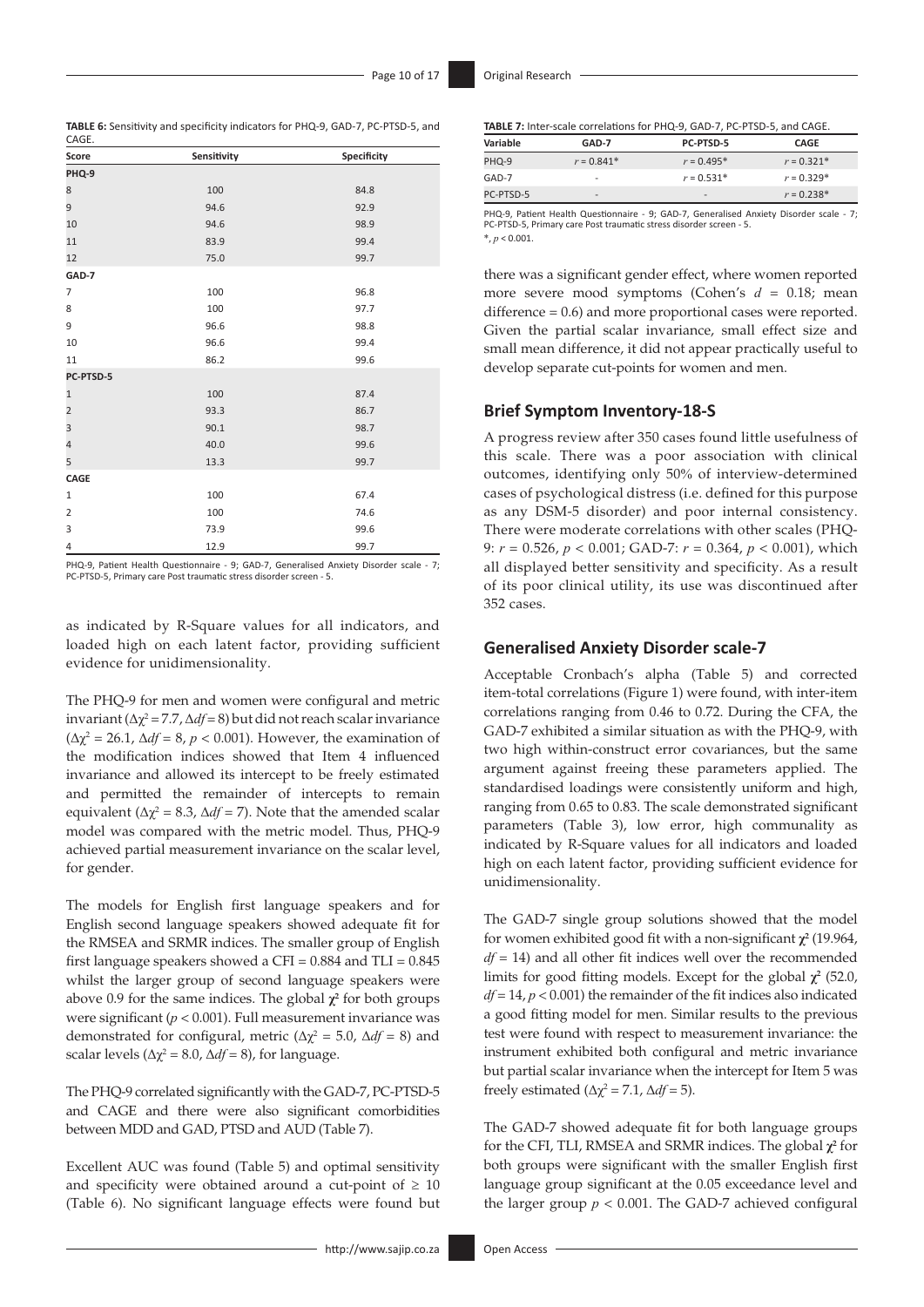**TABLE 6:** Sensitivity and specificity indicators for PHQ-9, GAD-7, PC-PTSD-5, and CAGE.

| Score | Sensitivity | Specificity |
|---|---|---|
| **PHQ-9** | | |
| 8 | 100 | 84.8 |
| 9 | 94.6 | 92.9 |
| 10 | 94.6 | 98.9 |
| 11 | 83.9 | 99.4 |
| 12 | 75.0 | 99.7 |
| **GAD-7** | | |
| 7 | 100 | 96.8 |
| 8 | 100 | 97.7 |
| 9 | 96.6 | 98.8 |
| 10 | 96.6 | 99.4 |
| 11 | 86.2 | 99.6 |
| **PC-PTSD-5** | | |
| 1 | 100 | 87.4 |
| 2 | 93.3 | 86.7 |
| 3 | 90.1 | 98.7 |
| 4 | 40.0 | 99.6 |
| 5 | 13.3 | 99.7 |
| **CAGE** | | |
| 1 | 100 | 67.4 |
| 2 | 100 | 74.6 |
| 3 | 73.9 | 99.6 |
| 4 | 12.9 | 99.7 |

PHQ-9, Patient Health Questionnaire - 9; GAD-7, Generalised Anxiety Disorder scale - 7; PC-PTSD-5, Primary care Post traumatic stress disorder screen - 5.

as indicated by R-Square values for all indicators, and loaded high on each latent factor, providing sufficient evidence for unidimensionality.

The PHQ-9 for men and women were configural and metric invariant ($\Delta\chi^2 = 7.7$, $\Delta df = 8$) but did not reach scalar invariance ($\Delta\chi^2 = 26.1$, $\Delta df = 8$, $p < 0.001$). However, the examination of the modification indices showed that Item 4 influenced invariance and allowed its intercept to be freely estimated and permitted the remainder of intercepts to remain equivalent ($\Delta\chi^2 = 8.3$, $\Delta df = 7$). Note that the amended scalar model was compared with the metric model. Thus, PHQ-9 achieved partial measurement invariance on the scalar level, for gender.

The models for English first language speakers and for English second language speakers showed adequate fit for the RMSEA and SRMR indices. The smaller group of English first language speakers showed a CFI = 0.884 and TLI = 0.845 whilst the larger group of second language speakers were above 0.9 for the same indices. The global $\chi^2$ for both groups were significant ($p < 0.001$). Full measurement invariance was demonstrated for configural, metric ($\Delta\chi^2 = 5.0$, $\Delta df = 8$) and scalar levels ($\Delta\chi^2 = 8.0$, $\Delta df = 8$), for language.

The PHQ-9 correlated significantly with the GAD-7, PC-PTSD-5 and CAGE and there were also significant comorbidities between MDD and GAD, PTSD and AUD (Table 7).

Excellent AUC was found (Table 5) and optimal sensitivity and specificity were obtained around a cut-point of ≥ 10 (Table 6). No significant language effects were found but there was a significant gender effect, where women reported more severe mood symptoms (Cohen's $d = 0.18$; mean difference = 0.6) and more proportional cases were reported. Given the partial scalar invariance, small effect size and small mean difference, it did not appear practically useful to develop separate cut-points for women and men.

**TABLE 7:** Inter-scale correlations for PHQ-9, GAD-7, PC-PTSD-5, and CAGE.

| Variable | GAD-7 | PC-PTSD-5 | CAGE |
|---|---|---|---|
| PHQ-9 | $r = 0.841$* | $r = 0.495$* | $r = 0.321$* |
| GAD-7 | - | $r = 0.531$* | $r = 0.329$* |
| PC-PTSD-5 | - | - | $r = 0.238$* |

PHQ-9, Patient Health Questionnaire - 9; GAD-7, Generalised Anxiety Disorder scale - 7; PC-PTSD-5, Primary care Post traumatic stress disorder screen - 5.
*, $p < 0.001$.

## Brief Symptom Inventory-18-S

A progress review after 350 cases found little usefulness of this scale. There was a poor association with clinical outcomes, identifying only 50% of interview-determined cases of psychological distress (i.e. defined for this purpose as any DSM-5 disorder) and poor internal consistency. There were moderate correlations with other scales (PHQ-9: $r = 0.526$, $p < 0.001$; GAD-7: $r = 0.364$, $p < 0.001$), which all displayed better sensitivity and specificity. As a result of its poor clinical utility, its use was discontinued after 352 cases.

## Generalised Anxiety Disorder scale-7

Acceptable Cronbach's alpha (Table 5) and corrected item-total correlations (Figure 1) were found, with inter-item correlations ranging from 0.46 to 0.72. During the CFA, the GAD-7 exhibited a similar situation as with the PHQ-9, with two high within-construct error covariances, but the same argument against freeing these parameters applied. The standardised loadings were consistently uniform and high, ranging from 0.65 to 0.83. The scale demonstrated significant parameters (Table 3), low error, high communality as indicated by R-Square values for all indicators and loaded high on each latent factor, providing sufficient evidence for unidimensionality.

The GAD-7 single group solutions showed that the model for women exhibited good fit with a non-significant $\chi^2$ (19.964, $df = 14$) and all other fit indices well over the recommended limits for good fitting models. Except for the global $\chi^2$ (52.0, $df = 14$, $p < 0.001$) the remainder of the fit indices also indicated a good fitting model for men. Similar results to the previous test were found with respect to measurement invariance: the instrument exhibited both configural and metric invariance but partial scalar invariance when the intercept for Item 5 was freely estimated ($\Delta\chi^2 = 7.1$, $\Delta df = 5$).

The GAD-7 showed adequate fit for both language groups for the CFI, TLI, RMSEA and SRMR indices. The global $\chi^2$ for both groups were significant with the smaller English first language group significant at the 0.05 exceedance level and the larger group $p < 0.001$. The GAD-7 achieved configural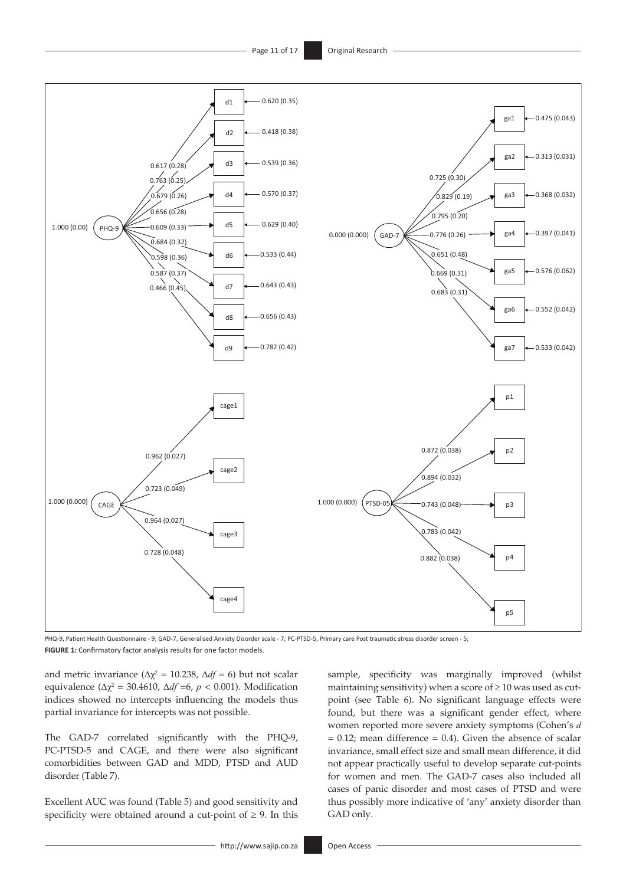PHQ-9, Patient Health Questionnaire - 9; GAD-7, Generalised Anxiety Disorder scale - 7; PC-PTSD-5, Primary care Post traumatic stress disorder screen - 5;

**FIGURE 1:** Confirmatory factor analysis results for one factor models.

and metric invariance ($\Delta\chi^2 = 10.238$, $\Delta df = 6$) but not scalar equivalence ($\Delta\chi^2 = 30.4610$, $\Delta df = 6$, $p < 0.001$). Modification indices showed no intercepts influencing the models thus partial invariance for intercepts was not possible.

The GAD-7 correlated significantly with the PHQ-9, PC-PTSD-5 and CAGE, and there were also significant comorbidities between GAD and MDD, PTSD and AUD disorder (Table 7).

Excellent AUC was found (Table 5) and good sensitivity and specificity were obtained around a cut-point of $\geq 9$. In this sample, specificity was marginally improved (whilst maintaining sensitivity) when a score of $\geq 10$ was used as cut-point (see Table 6). No significant language effects were found, but there was a significant gender effect, where women reported more severe anxiety symptoms (Cohen's *d* = 0.12; mean difference = 0.4). Given the absence of scalar invariance, small effect size and small mean difference, it did not appear practically useful to develop separate cut-points for women and men. The GAD-7 cases also included all cases of panic disorder and most cases of PTSD and were thus possibly more indicative of 'any' anxiety disorder than GAD only.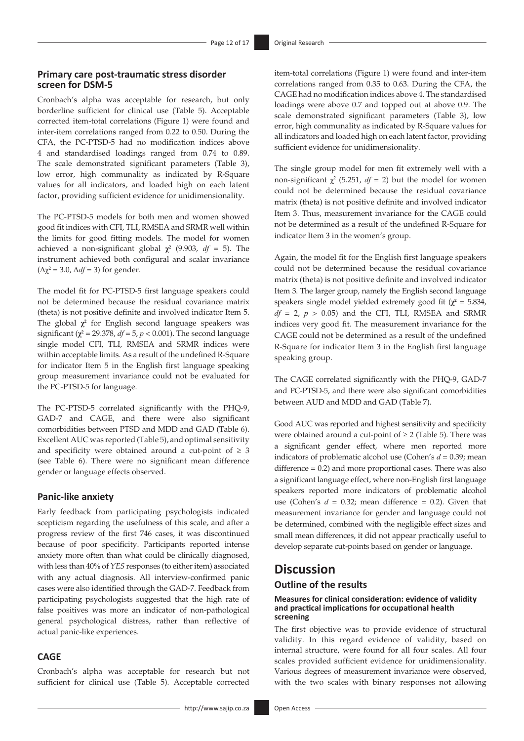### Primary care post-traumatic stress disorder screen for DSM-5

Cronbach's alpha was acceptable for research, but only borderline sufficient for clinical use (Table 5). Acceptable corrected item-total correlations (Figure 1) were found and inter-item correlations ranged from 0.22 to 0.50. During the CFA, the PC-PTSD-5 had no modification indices above 4 and standardised loadings ranged from 0.74 to 0.89. The scale demonstrated significant parameters (Table 3), low error, high communality as indicated by R-Square values for all indicators, and loaded high on each latent factor, providing sufficient evidence for unidimensionality.

The PC-PTSD-5 models for both men and women showed good fit indices with CFI, TLI, RMSEA and SRMR well within the limits for good fitting models. The model for women achieved a non-significant global $\chi^2$ (9.903, $df$ = 5). The instrument achieved both configural and scalar invariance ($\Delta\chi^2 = 3.0$, $\Delta df = 3$) for gender.

The model fit for PC-PTSD-5 first language speakers could not be determined because the residual covariance matrix (theta) is not positive definite and involved indicator Item 5. The global $\chi^2$ for English second language speakers was significant ($\chi^2 = 29.378$, $df = 5$, $p < 0.001$). The second language single model CFI, TLI, RMSEA and SRMR indices were within acceptable limits. As a result of the undefined R-Square for indicator Item 5 in the English first language speaking group measurement invariance could not be evaluated for the PC-PTSD-5 for language.

The PC-PTSD-5 correlated significantly with the PHQ-9, GAD-7 and CAGE, and there were also significant comorbidities between PTSD and MDD and GAD (Table 6). Excellent AUC was reported (Table 5), and optimal sensitivity and specificity were obtained around a cut-point of $\geq 3$ (see Table 6). There were no significant mean difference gender or language effects observed.

### Panic-like anxiety

Early feedback from participating psychologists indicated scepticism regarding the usefulness of this scale, and after a progress review of the first 746 cases, it was discontinued because of poor specificity. Participants reported intense anxiety more often than what could be clinically diagnosed, with less than 40% of *YES* responses (to either item) associated with any actual diagnosis. All interview-confirmed panic cases were also identified through the GAD-7. Feedback from participating psychologists suggested that the high rate of false positives was more an indicator of non-pathological general psychological distress, rather than reflective of actual panic-like experiences.

### CAGE

Cronbach's alpha was acceptable for research but not sufficient for clinical use (Table 5). Acceptable corrected item-total correlations (Figure 1) were found and inter-item correlations ranged from 0.35 to 0.63. During the CFA, the CAGE had no modification indices above 4. The standardised loadings were above 0.7 and topped out at above 0.9. The scale demonstrated significant parameters (Table 3), low error, high communality as indicated by R-Square values for all indicators and loaded high on each latent factor, providing sufficient evidence for unidimensionality.

The single group model for men fit extremely well with a non-significant $\chi^2$ (5.251, $df$ = 2) but the model for women could not be determined because the residual covariance matrix (theta) is not positive definite and involved indicator Item 3. Thus, measurement invariance for the CAGE could not be determined as a result of the undefined R-Square for indicator Item 3 in the women's group.

Again, the model fit for the English first language speakers could not be determined because the residual covariance matrix (theta) is not positive definite and involved indicator Item 3. The larger group, namely the English second language speakers single model yielded extremely good fit ($\chi^2 = 5.834$, $df = 2$, $p > 0.05$) and the CFI, TLI, RMSEA and SRMR indices very good fit. The measurement invariance for the CAGE could not be determined as a result of the undefined R-Square for indicator Item 3 in the English first language speaking group.

The CAGE correlated significantly with the PHQ-9, GAD-7 and PC-PTSD-5, and there were also significant comorbidities between AUD and MDD and GAD (Table 7).

Good AUC was reported and highest sensitivity and specificity were obtained around a cut-point of $\geq 2$ (Table 5). There was a significant gender effect, where men reported more indicators of problematic alcohol use (Cohen's $d$ = 0.39; mean difference = 0.2) and more proportional cases. There was also a significant language effect, where non-English first language speakers reported more indicators of problematic alcohol use (Cohen's $d$ = 0.32; mean difference = 0.2). Given that measurement invariance for gender and language could not be determined, combined with the negligible effect sizes and small mean differences, it did not appear practically useful to develop separate cut-points based on gender or language.

## Discussion

### Outline of the results

#### Measures for clinical consideration: evidence of validity and practical implications for occupational health screening

The first objective was to provide evidence of structural validity. In this regard evidence of validity, based on internal structure, were found for all four scales. All four scales provided sufficient evidence for unidimensionality. Various degrees of measurement invariance were observed, with the two scales with binary responses not allowing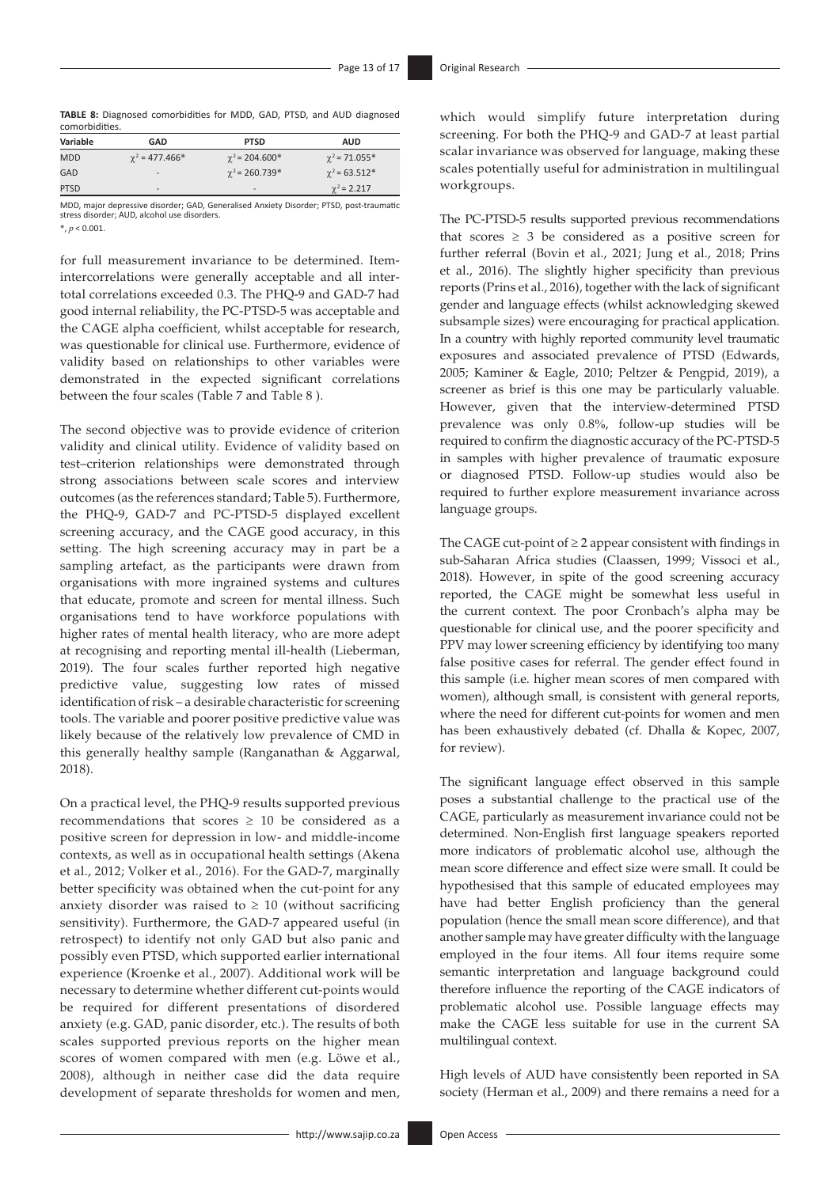**TABLE 8:** Diagnosed comorbidities for MDD, GAD, PTSD, and AUD diagnosed comorbidities.

| Variable | GAD | PTSD | AUD |
|---|---|---|---|
| MDD | $\chi^2 = 477.466$* | $\chi^2 = 204.600$* | $\chi^2 = 71.055$* |
| GAD | - | $\chi^2 = 260.739$* | $\chi^2 = 63.512$* |
| PTSD | - | - | $\chi^2 = 2.217$ |

MDD, major depressive disorder; GAD, Generalised Anxiety Disorder; PTSD, post-traumatic stress disorder; AUD, alcohol use disorders.

*, $p < 0.001$.

for full measurement invariance to be determined. Item-intercorrelations were generally acceptable and all inter-total correlations exceeded 0.3. The PHQ-9 and GAD-7 had good internal reliability, the PC-PTSD-5 was acceptable and the CAGE alpha coefficient, whilst acceptable for research, was questionable for clinical use. Furthermore, evidence of validity based on relationships to other variables were demonstrated in the expected significant correlations between the four scales (Table 7 and Table 8 ).

The second objective was to provide evidence of criterion validity and clinical utility. Evidence of validity based on test–criterion relationships were demonstrated through strong associations between scale scores and interview outcomes (as the references standard; Table 5). Furthermore, the PHQ-9, GAD-7 and PC-PTSD-5 displayed excellent screening accuracy, and the CAGE good accuracy, in this setting. The high screening accuracy may in part be a sampling artefact, as the participants were drawn from organisations with more ingrained systems and cultures that educate, promote and screen for mental illness. Such organisations tend to have workforce populations with higher rates of mental health literacy, who are more adept at recognising and reporting mental ill-health (Lieberman, 2019). The four scales further reported high negative predictive value, suggesting low rates of missed identification of risk – a desirable characteristic for screening tools. The variable and poorer positive predictive value was likely because of the relatively low prevalence of CMD in this generally healthy sample (Ranganathan & Aggarwal, 2018).

On a practical level, the PHQ-9 results supported previous recommendations that scores $\geq$ 10 be considered as a positive screen for depression in low- and middle-income contexts, as well as in occupational health settings (Akena et al., 2012; Volker et al., 2016). For the GAD-7, marginally better specificity was obtained when the cut-point for any anxiety disorder was raised to $\geq$ 10 (without sacrificing sensitivity). Furthermore, the GAD-7 appeared useful (in retrospect) to identify not only GAD but also panic and possibly even PTSD, which supported earlier international experience (Kroenke et al., 2007). Additional work will be necessary to determine whether different cut-points would be required for different presentations of disordered anxiety (e.g. GAD, panic disorder, etc.). The results of both scales supported previous reports on the higher mean scores of women compared with men (e.g. Löwe et al., 2008), although in neither case did the data require development of separate thresholds for women and men, which would simplify future interpretation during screening. For both the PHQ-9 and GAD-7 at least partial scalar invariance was observed for language, making these scales potentially useful for administration in multilingual workgroups.

The PC-PTSD-5 results supported previous recommendations that scores $\geq$ 3 be considered as a positive screen for further referral (Bovin et al., 2021; Jung et al., 2018; Prins et al., 2016). The slightly higher specificity than previous reports (Prins et al., 2016), together with the lack of significant gender and language effects (whilst acknowledging skewed subsample sizes) were encouraging for practical application. In a country with highly reported community level traumatic exposures and associated prevalence of PTSD (Edwards, 2005; Kaminer & Eagle, 2010; Peltzer & Pengpid, 2019), a screener as brief is this one may be particularly valuable. However, given that the interview-determined PTSD prevalence was only 0.8%, follow-up studies will be required to confirm the diagnostic accuracy of the PC-PTSD-5 in samples with higher prevalence of traumatic exposure or diagnosed PTSD. Follow-up studies would also be required to further explore measurement invariance across language groups.

The CAGE cut-point of $\geq$ 2 appear consistent with findings in sub-Saharan Africa studies (Claassen, 1999; Vissoci et al., 2018). However, in spite of the good screening accuracy reported, the CAGE might be somewhat less useful in the current context. The poor Cronbach's alpha may be questionable for clinical use, and the poorer specificity and PPV may lower screening efficiency by identifying too many false positive cases for referral. The gender effect found in this sample (i.e. higher mean scores of men compared with women), although small, is consistent with general reports, where the need for different cut-points for women and men has been exhaustively debated (cf. Dhalla & Kopec, 2007, for review).

The significant language effect observed in this sample poses a substantial challenge to the practical use of the CAGE, particularly as measurement invariance could not be determined. Non-English first language speakers reported more indicators of problematic alcohol use, although the mean score difference and effect size were small. It could be hypothesised that this sample of educated employees may have had better English proficiency than the general population (hence the small mean score difference), and that another sample may have greater difficulty with the language employed in the four items. All four items require some semantic interpretation and language background could therefore influence the reporting of the CAGE indicators of problematic alcohol use. Possible language effects may make the CAGE less suitable for use in the current SA multilingual context.

High levels of AUD have consistently been reported in SA society (Herman et al., 2009) and there remains a need for a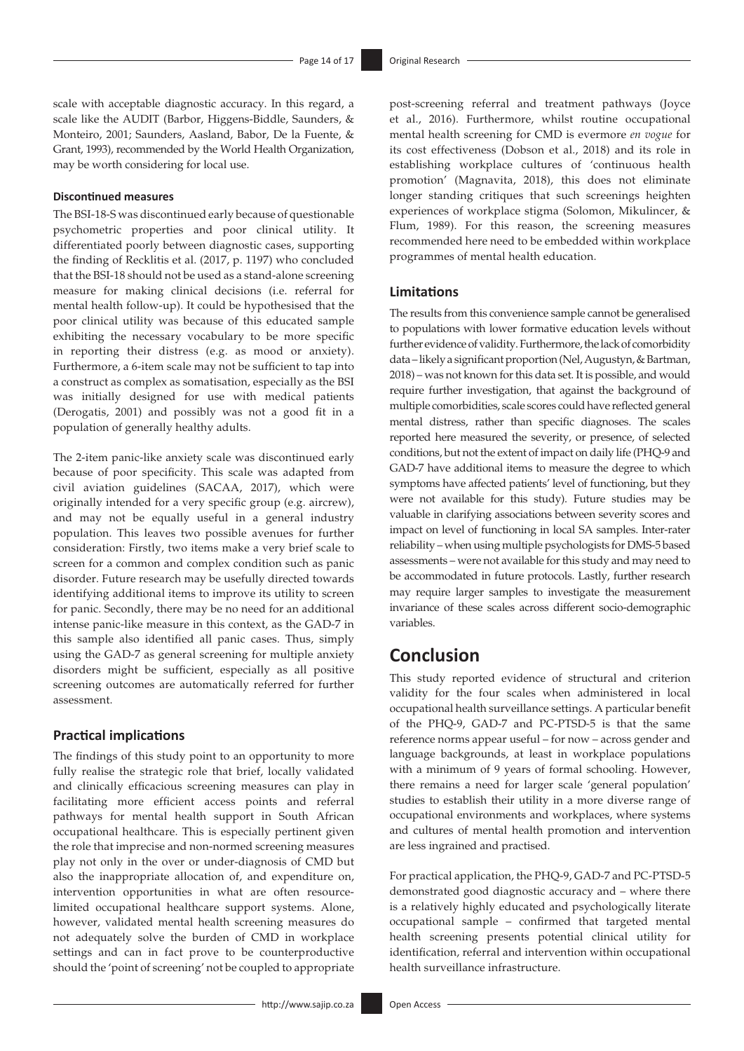scale with acceptable diagnostic accuracy. In this regard, a scale like the AUDIT (Barbor, Higgens-Biddle, Saunders, & Monteiro, 2001; Saunders, Aasland, Babor, De la Fuente, & Grant, 1993), recommended by the World Health Organization, may be worth considering for local use.

#### Discontinued measures

The BSI-18-S was discontinued early because of questionable psychometric properties and poor clinical utility. It differentiated poorly between diagnostic cases, supporting the finding of Recklitis et al. (2017, p. 1197) who concluded that the BSI-18 should not be used as a stand-alone screening measure for making clinical decisions (i.e. referral for mental health follow-up). It could be hypothesised that the poor clinical utility was because of this educated sample exhibiting the necessary vocabulary to be more specific in reporting their distress (e.g. as mood or anxiety). Furthermore, a 6-item scale may not be sufficient to tap into a construct as complex as somatisation, especially as the BSI was initially designed for use with medical patients (Derogatis, 2001) and possibly was not a good fit in a population of generally healthy adults.

The 2-item panic-like anxiety scale was discontinued early because of poor specificity. This scale was adapted from civil aviation guidelines (SACAA, 2017), which were originally intended for a very specific group (e.g. aircrew), and may not be equally useful in a general industry population. This leaves two possible avenues for further consideration: Firstly, two items make a very brief scale to screen for a common and complex condition such as panic disorder. Future research may be usefully directed towards identifying additional items to improve its utility to screen for panic. Secondly, there may be no need for an additional intense panic-like measure in this context, as the GAD-7 in this sample also identified all panic cases. Thus, simply using the GAD-7 as general screening for multiple anxiety disorders might be sufficient, especially as all positive screening outcomes are automatically referred for further assessment.

### Practical implications

The findings of this study point to an opportunity to more fully realise the strategic role that brief, locally validated and clinically efficacious screening measures can play in facilitating more efficient access points and referral pathways for mental health support in South African occupational healthcare. This is especially pertinent given the role that imprecise and non-normed screening measures play not only in the over or under-diagnosis of CMD but also the inappropriate allocation of, and expenditure on, intervention opportunities in what are often resource-limited occupational healthcare support systems. Alone, however, validated mental health screening measures do not adequately solve the burden of CMD in workplace settings and can in fact prove to be counterproductive should the 'point of screening' not be coupled to appropriate post-screening referral and treatment pathways (Joyce et al., 2016). Furthermore, whilst routine occupational mental health screening for CMD is evermore *en vogue* for its cost effectiveness (Dobson et al., 2018) and its role in establishing workplace cultures of 'continuous health promotion' (Magnavita, 2018), this does not eliminate longer standing critiques that such screenings heighten experiences of workplace stigma (Solomon, Mikulincer, & Flum, 1989). For this reason, the screening measures recommended here need to be embedded within workplace programmes of mental health education.

### Limitations

The results from this convenience sample cannot be generalised to populations with lower formative education levels without further evidence of validity. Furthermore, the lack of comorbidity data – likely a significant proportion (Nel, Augustyn, & Bartman, 2018) – was not known for this data set. It is possible, and would require further investigation, that against the background of multiple comorbidities, scale scores could have reflected general mental distress, rather than specific diagnoses. The scales reported here measured the severity, or presence, of selected conditions, but not the extent of impact on daily life (PHQ-9 and GAD-7 have additional items to measure the degree to which symptoms have affected patients' level of functioning, but they were not available for this study). Future studies may be valuable in clarifying associations between severity scores and impact on level of functioning in local SA samples. Inter-rater reliability – when using multiple psychologists for DMS-5 based assessments – were not available for this study and may need to be accommodated in future protocols. Lastly, further research may require larger samples to investigate the measurement invariance of these scales across different socio-demographic variables.

## Conclusion

This study reported evidence of structural and criterion validity for the four scales when administered in local occupational health surveillance settings. A particular benefit of the PHQ-9, GAD-7 and PC-PTSD-5 is that the same reference norms appear useful – for now – across gender and language backgrounds, at least in workplace populations with a minimum of 9 years of formal schooling. However, there remains a need for larger scale 'general population' studies to establish their utility in a more diverse range of occupational environments and workplaces, where systems and cultures of mental health promotion and intervention are less ingrained and practised.

For practical application, the PHQ-9, GAD-7 and PC-PTSD-5 demonstrated good diagnostic accuracy and – where there is a relatively highly educated and psychologically literate occupational sample – confirmed that targeted mental health screening presents potential clinical utility for identification, referral and intervention within occupational health surveillance infrastructure.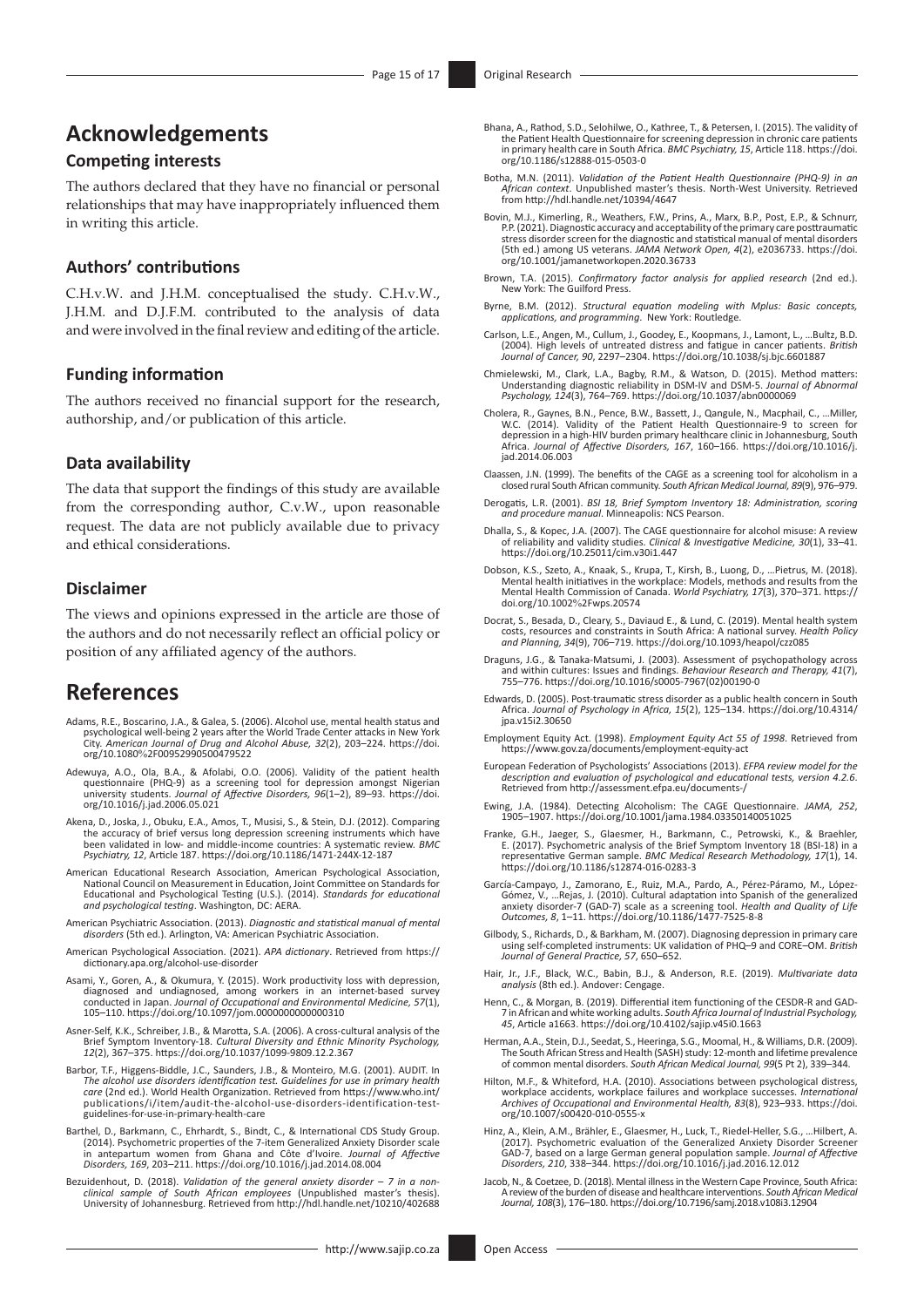# Acknowledgements

## Competing interests

The authors declared that they have no financial or personal relationships that may have inappropriately influenced them in writing this article.

## Authors' contributions

C.H.v.W. and J.H.M. conceptualised the study. C.H.v.W., J.H.M. and D.J.F.M. contributed to the analysis of data and were involved in the final review and editing of the article.

## Funding information

The authors received no financial support for the research, authorship, and/or publication of this article.

## Data availability

The data that support the findings of this study are available from the corresponding author, C.v.W., upon reasonable request. The data are not publicly available due to privacy and ethical considerations.

## Disclaimer

The views and opinions expressed in the article are those of the authors and do not necessarily reflect an official policy or position of any affiliated agency of the authors.

# References

Adams, R.E., Boscarino, J.A., & Galea, S. (2006). Alcohol use, mental health status and psychological well-being 2 years after the World Trade Center attacks in New York City. *American Journal of Drug and Alcohol Abuse, 32*(2), 203–224. https://doi.org/10.1080%2F00952990500479522

Adewuya, A.O., Ola, B.A., & Afolabi, O.O. (2006). Validity of the patient health questionnaire (PHQ-9) as a screening tool for depression amongst Nigerian university students. *Journal of Affective Disorders, 96*(1–2), 89–93. https://doi.org/10.1016/j.jad.2006.05.021

Akena, D., Joska, J., Obuku, E.A., Amos, T., Musisi, S., & Stein, D.J. (2012). Comparing the accuracy of brief versus long depression screening instruments which have been validated in low- and middle-income countries: A systematic review. *BMC Psychiatry, 12*, Article 187. https://doi.org/10.1186/1471-244X-12-187

American Educational Research Association, American Psychological Association, National Council on Measurement in Education, Joint Committee on Standards for Educational and Psychological Testing (U.S.). (2014). *Standards for educational and psychological testing*. Washington, DC: AERA.

American Psychiatric Association. (2013). *Diagnostic and statistical manual of mental disorders* (5th ed.). Arlington, VA: American Psychiatric Association.

American Psychological Association. (2021). *APA dictionary*. Retrieved from https://dictionary.apa.org/alcohol-use-disorder

Asami, Y., Goren, A., & Okumura, Y. (2015). Work productivity loss with depression, diagnosed and undiagnosed, among workers in an internet-based survey conducted in Japan. *Journal of Occupational and Environmental Medicine, 57*(1), 105–110. https://doi.org/10.1097/jom.0000000000000310

Asner-Self, K.K., Schreiber, J.B., & Marotta, S.A. (2006). A cross-cultural analysis of the Brief Symptom Inventory-18. *Cultural Diversity and Ethnic Minority Psychology, 12*(2), 367–375. https://doi.org/10.1037/1099-9809.12.2.367

Barbor, T.F., Higgens-Biddle, J.C., Saunders, J.B., & Monteiro, M.G. (2001). AUDIT. In *The alcohol use disorders identification test. Guidelines for use in primary health care* (2nd ed.). World Health Organization. Retrieved from https://www.who.int/publications/i/item/audit-the-alcohol-use-disorders-identification-test-guidelines-for-use-in-primary-health-care

Barthel, D., Barkmann, C., Ehrhardt, S., Bindt, C., & International CDS Study Group. (2014). Psychometric properties of the 7-item Generalized Anxiety Disorder scale in antepartum women from Ghana and Côte d'Ivoire. *Journal of Affective Disorders, 169*, 203–211. https://doi.org/10.1016/j.jad.2014.08.004

Bezuidenhout, D. (2018). *Validation of the general anxiety disorder – 7 in a non-clinical sample of South African employees* (Unpublished master's thesis). University of Johannesburg. Retrieved from http://hdl.handle.net/10210/402688

Bhana, A., Rathod, S.D., Selohilwe, O., Kathree, T., & Petersen, I. (2015). The validity of the Patient Health Questionnaire for screening depression in chronic care patients in primary health care in South Africa. *BMC Psychiatry, 15*, Article 118. https://doi.org/10.1186/s12888-015-0503-0

Botha, M.N. (2011). *Validation of the Patient Health Questionnaire (PHQ-9) in an African context*. Unpublished master's thesis. North-West University. Retrieved from http://hdl.handle.net/10394/4647

Bovin, M.J., Kimerling, R., Weathers, F.W., Prins, A., Marx, B.P., Post, E.P., & Schnurr, P.P. (2021). Diagnostic accuracy and acceptability of the primary care posttraumatic stress disorder screen for the diagnostic and statistical manual of mental disorders (5th ed.) among US veterans. *JAMA Network Open, 4*(2), e2036733. https://doi.org/10.1001/jamanetworkopen.2020.36733

Brown, T.A. (2015). *Confirmatory factor analysis for applied research* (2nd ed.). New York: The Guilford Press.

Byrne, B.M. (2012). *Structural equation modeling with Mplus: Basic concepts, applications, and programming*. New York: Routledge.

Carlson, L.E., Angen, M., Cullum, J., Goodey, E., Koopmans, J., Lamont, L., …Bultz, B.D. (2004). High levels of untreated distress and fatigue in cancer patients. *British Journal of Cancer, 90*, 2297–2304. https://doi.org/10.1038/sj.bjc.6601887

Chmielewski, M., Clark, L.A., Bagby, R.M., & Watson, D. (2015). Method matters: Understanding diagnostic reliability in DSM-IV and DSM-5. *Journal of Abnormal Psychology, 124*(3), 764–769. https://doi.org/10.1037/abn0000069

Cholera, R., Gaynes, B.N., Pence, B.W., Bassett, J., Qangule, N., Macphail, C., …Miller, W.C. (2014). Validity of the Patient Health Questionnaire-9 to screen for depression in a high-HIV burden primary healthcare clinic in Johannesburg, South Africa. *Journal of Affective Disorders, 167*, 160–166. https://doi.org/10.1016/j.jad.2014.06.003

Claassen, J.N. (1999). The benefits of the CAGE as a screening tool for alcoholism in a closed rural South African community. *South African Medical Journal, 89*(9), 976–979.

Derogatis, L.R. (2001). *BSI 18, Brief Symptom Inventory 18: Administration, scoring and procedure manual*. Minneapolis: NCS Pearson.

Dhalla, S., & Kopec, J.A. (2007). The CAGE questionnaire for alcohol misuse: A review of reliability and validity studies. *Clinical & Investigative Medicine, 30*(1), 33–41. https://doi.org/10.25011/cim.v30i1.447

Dobson, K.S., Szeto, A., Knaak, S., Krupa, T., Kirsh, B., Luong, D., …Pietrus, M. (2018). Mental health initiatives in the workplace: Models, methods and results from the Mental Health Commission of Canada. *World Psychiatry, 17*(3), 370–371. https://doi.org/10.1002%2Fwps.20574

Docrat, S., Besada, D., Cleary, S., Daviaud E., & Lund, C. (2019). Mental health system costs, resources and constraints in South Africa: A national survey. *Health Policy and Planning, 34*(9), 706–719. https://doi.org/10.1093/heapol/czz085

Draguns, J.G., & Tanaka-Matsumi, J. (2003). Assessment of psychopathology across and within cultures: Issues and findings. *Behaviour Research and Therapy, 41*(7), 755–776. https://doi.org/10.1016/s0005-7967(02)00190-0

Edwards, D. (2005). Post-traumatic stress disorder as a public health concern in South Africa. *Journal of Psychology in Africa, 15*(2), 125–134. https://doi.org/10.4314/jpa.v15i2.30650

Employment Equity Act. (1998). *Employment Equity Act 55 of 1998*. Retrieved from https://www.gov.za/documents/employment-equity-act

European Federation of Psychologists' Associations (2013). *EFPA review model for the description and evaluation of psychological and educational tests, version 4.2.6*. Retrieved from http://assessment.efpa.eu/documents-/

Ewing, J.A. (1984). Detecting Alcoholism: The CAGE Questionnaire. *JAMA, 252*, 1905–1907. https://doi.org/10.1001/jama.1984.03350140051025

Franke, G.H., Jaeger, S., Glaesmer, H., Barkmann, C., Petrowski, K., & Braehler, E. (2017). Psychometric analysis of the Brief Symptom Inventory 18 (BSI-18) in a representative German sample. *BMC Medical Research Methodology, 17*(1), 14. https://doi.org/10.1186/s12874-016-0283-3

García-Campayo, J., Zamorano, E., Ruiz, M.A., Pardo, A., Pérez-Páramo, M., López-Gómez, V., …Rejas, J. (2010). Cultural adaptation into Spanish of the generalized anxiety disorder-7 (GAD-7) scale as a screening tool. *Health and Quality of Life Outcomes, 8*, 1–11. https://doi.org/10.1186/1477-7525-8-8

Gilbody, S., Richards, D., & Barkham, M. (2007). Diagnosing depression in primary care using self-completed instruments: UK validation of PHQ–9 and CORE–OM. *British Journal of General Practice, 57*, 650–652.

Hair, Jr., J.F., Black, W.C., Babin, B.J., & Anderson, R.E. (2019). *Multivariate data analysis* (8th ed.). Andover: Cengage.

Henn, C., & Morgan, B. (2019). Differential item functioning of the CESDR-R and GAD-7 in African and white working adults. *South Africa Journal of Industrial Psychology, 45*, Article a1663. https://doi.org/10.4102/sajip.v45i0.1663

Herman, A.A., Stein, D.J., Seedat, S., Heeringa, S.G., Moomal, H., & Williams, D.R. (2009). The South African Stress and Health (SASH) study: 12-month and lifetime prevalence of common mental disorders. *South African Medical Journal, 99*(5 Pt 2), 339–344.

Hilton, M.F., & Whiteford, H.A. (2010). Associations between psychological distress, workplace accidents, workplace failures and workplace successes. *International Archives of Occupational and Environmental Health, 83*(8), 923–933. https://doi.org/10.1007/s00420-010-0555-x

Hinz, A., Klein, A.M., Brähler, E., Glaesmer, H., Luck, T., Riedel-Heller, S.G., …Hilbert, A. (2017). Psychometric evaluation of the Generalized Anxiety Disorder Screener GAD-7, based on a large German general population sample. *Journal of Affective Disorders, 210*, 338–344. https://doi.org/10.1016/j.jad.2016.12.012

Jacob, N., & Coetzee, D. (2018). Mental illness in the Western Cape Province, South Africa: A review of the burden of disease and healthcare interventions. *South African Medical Journal, 108*(3), 176–180. https://doi.org/10.7196/samj.2018.v108i3.12904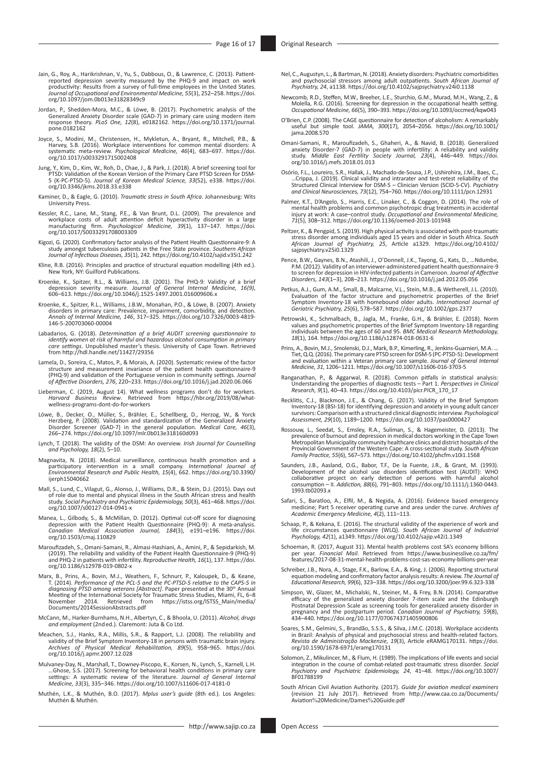Jain, G., Roy, A., Harikrishnan, V., Yu, S., Dabbous, O., & Lawrence, C. (2013). Patient-reported depression severity measured by the PHQ-9 and impact on work productivity: Results from a survey of full-time employees in the United States. *Journal of Occupational and Environmental Medicine, 55*(3), 252–258. https://doi.org/10.1097/jom.0b013e31828349c9

Jordan, P., Shedden-Mora, M.C., & Löwe, B. (2017). Psychometric analysis of the Generalized Anxiety Disorder scale (GAD-7) in primary care using modern item response theory. *PLoS One, 12*(8), e0182162. https://doi.org/10.1371/journal.pone.0182162

Joyce, S., Modini, M., Christensen, H., Mykletun, A., Bryant, R., Mitchell, P.B., & Harvey, S.B. (2016). Workplace interventions for common mental disorders: A systematic meta-review. *Psychological Medicine, 46*(4), 683–697. https://doi.org/10.1017/s0033291715002408

Jung, Y., Kim, D., Kim, W., Roh, D., Chae, J., & Park, J. (2018). A brief screening tool for PTSD: Validation of the Korean Version of the Primary Care PTSD Screen for DSM-5 (K-PC-PTSD-5). *Journal of Korean Medical Science, 33*(52), e338. https://doi.org/10.3346/jkms.2018.33.e338

Kaminer, D., & Eagle, G. (2010). *Traumatic stress in South Africa*. Johannesburg: Wits University Press.

Kessler, R.C., Lane, M., Stang, P.E., & Van Brunt, D.L. (2009). The prevalence and workplace costs of adult attention deficit hyperactivity disorder in a large manufacturing firm. *Psychological Medicine, 39*(1), 137–147. https://doi.org/10.1017/S0033291708003309

Kigozi, G. (2020). Confirmatory factor analysis of the Patient Health Questionnaire-9: A study amongst tuberculosis patients in the Free State province. *Southern African Journal of Infectious Diseases, 35*(1), 242. https://doi.org/10.4102/sajid.v35i1.242

Kline, R.B. (2016). Principles and practice of structural equation modelling (4th ed.). New York, NY: Guilford Publications.

Kroenke, K., Spitzer, R.L., & Williams, J.B. (2001). The PHQ-9: Validity of a brief depression severity measure. *Journal of General Internal Medicine, 16(9)*, 606–613. https://doi.org/10.1046/j.1525-1497.2001.016009606.x

Kroenke, K., Spitzer, R.L., Williams, J.B.W., Monahan, P.O., & Löwe, B. (2007). Anxiety disorders in primary care: Prevalence, impairment, comorbidity, and detection. *Annals of Internal Medicine, 146*, 317–325. https://doi.org/10.7326/0003-4819-146-5-200703060-00004

Labadarios, G. (2018). *Determination of a brief AUDIT screening questionnaire to identify women at risk of harmful and hazardous alcohol consumption in primary care settings*. Unpublished master's thesis. University of Cape Town. Retrieved from http://hdl.handle.net/11427/29356

Lamela, D., Soreira, C., Matos, P., & Morais, A. (2020). Systematic review of the factor structure and measurement invariance of the patient health questionnaire-9 (PHQ-9) and validation of the Portuguese version in community settings. *Journal of Affective Disorders, 276*, 220–233. https://doi.org/10.1016/j.jad.2020.06.066

Lieberman, C. (2019, August 14). What wellness programs don't do for workers. *Harvard Business Review*. Retrieved from https://hbr.org/2019/08/what-wellness-programs-dont-do-for-workers

Löwe, B., Decker, O., Müller, S., Brähler, E., Schellberg, D., Herzog, W., & Yorck Herzberg, P. (2008). Validation and standardization of the Generalized Anxiety Disorder Screener (GAD-7) in the general population. *Medical Care, 46*(3), 266–274. https://doi.org/10.1097/mlr.0b013e318160d093

Lynch, T. (2018). The validity of the DSM: An overview. *Irish Journal for Counselling and Psychology, 18*(2), 5–10.

Magnavita, N. (2018). Medical surveillance, continuous health promotion and a participatory intervention in a small company. *International Journal of Environmental Research and Public Health, 15*(4), 662. https://doi.org/10.3390/ijerph15040662

Mall, S., Lund, C., Vilagut, G., Alonso, J., Williams, D.R., & Stein, D.J. (2015). Days out of role due to mental and physical illness in the South African stress and health study. *Social Psychiatry and Psychiatric Epidemiology, 50*(3), 461–468. https://doi.org/10.1007/s00127-014-0941-x

Manea, L., Gilbody, S., & McMillan, D. (2012). Optimal cut-off score for diagnosing depression with the Patient Health Questionnaire (PHQ-9): A meta-analysis. *Canadian Medical Association Journal, 184*(3), e191–e196. https://doi.org/10.1503/cmaj.110829

Maroufizadeh, S., Omani-Samani, R., Almasi-Hashiani, A., Amini, P., & Sepidarkish, M. (2019). The reliability and validity of the Patient Health Questionnaire-9 (PHQ-9) and PHQ-2 in patients with infertility. *Reproductive Health, 16*(1), 137. https://doi.org/10.1186/s12978-019-0802-x

Marx, B., Prins, A., Bovin, M.J., Weathers, F., Schnurr, P., Kaloupek, D., & Keane, T. (2014). *Performance of the PCL-5 and the PC-PTSD-5 relative to the CAPS-5 in diagnosing PTSD among veterans [Abstract]*. Paper presented at the 30th Annual Meeting of the International Society for Traumatic Stress Studies, Miami, FL, 6–8 November 2014. Retrieved from https://istss.org/ISTSS_Main/media/Documents/2014SessionAbstracts.pdf

McCann, M., Harker-Burnhams, N.H., Albertyn, C., & Bhoola, U. (2011). *Alcohol, drugs and employment* (2nd ed.). Claremont: Juta & Co Ltd.

Meachen, S.J., Hanks, R.A., Millis, S.R., & Rapport, L.J. (2008). The reliability and validity of the Brief Symptom Inventory-18 in persons with traumatic brain injury. *Archives of Physical Medical Rehabilitation, 89*(5), 958–965. https://doi.org/10.1016/j.apmr.2007.12.028

Mulvaney-Day, N., Marshall, T., Downey-Piscopo, K., Korsen, N., Lynch, S., Karnell, L.H. …Ghose, S.S. (2017). Screening for behavioral health conditions in primary care settings: A systematic review of the literature. *Journal of General Internal Medicine, 33*(3), 335–346. https://doi.org/10.1007/s11606-017-4181-0

Muthén, L.K., & Muthén, B.O. (2017). *Mplus user's guide* (8th ed.). Los Angeles: Muthén & Muthén.

Nel, C., Augustyn, L., & Bartman, N. (2018). Anxiety disorders: Psychiatric comorbidities and psychosocial stressors among adult outpatients. *South African Journal of Psychiatry, 24*, a1138. https://doi.org/10.4102/sajpsychiatry.v24i0.1138

Newcomb, R.D., Steffen, M.W., Breeher, L.E., Sturchio, G.M., Murad, M.H., Wang, Z., & Molella, R.G. (2016). Screening for depression in the occupational health setting. *Occupational Medicine, 66*(5), 390–393. https://doi.org/10.1093/occmed/kqw043

O'Brien, C.P. (2008). The CAGE questionnaire for detection of alcoholism: A remarkably useful but simple tool. *JAMA, 300*(17), 2054–2056. https://doi.org/10.1001/jama.2008.570

Omani-Samani, R., Maroufizadeh, S., Ghaheri, A., & Navid, B. (2018). Generalized anxiety Disorder-7 (GAD-7) in people with infertility: A reliability and validity study. *Middle East Fertility Society Journal, 23*(4), 446–449. https://doi.org/10.1016/j.mefs.2018.01.013

Osório, F.L., Loureiro, S.R., Hallak, J., Machado-de-Sousa, J.P., Ushirohira, J.M., Baes, C., …Crippa, J. (2019). Clinical validity and intrarater and test-retest reliability of the Structured Clinical Interview for DSM-5 – Clinician Version (SCID-5-CV). *Psychiatry and Clinical Neurosciences, 73*(12), 754–760. https://doi.org/10.1111/pcn.12931

Palmer, K.T., D'Angelo, S., Harris, E.C., Linaker, C., & Coggon, D. (2014). The role of mental health problems and common psychotropic drug treatments in accidental injury at work: A case–control study. *Occupational and Environmental Medicine, 71*(5), 308–312. https://doi.org/10.1136/oemed-2013-101948

Peltzer, K., & Pengpid, S. (2019). High physical activity is associated with post-traumatic stress disorder among individuals aged 15 years and older in South Africa. *South African Journal of Psychiatry, 25*, Article a1329. https://doi.org/10.4102/sajpsychiatry.v25i0.1329

Pence, B.W., Gaynes, B.N., Atashili, J., O'Donnell, J.K., Tayong, G., Kats, D., …Ndumbe, P.M. (2012). Validity of an interviewer-administered patient health questionnaire-9 to screen for depression in HIV-infected patients in Cameroon. *Journal of Affective Disorders, 143*(1–3), 208–213. https://doi.org/10.1016/j.jad.2012.05.056

Petkus, A.J., Gum, A.M., Small, B., Malcarne, V.L., Stein, M.B., & Wetherell, J.L. (2010). Evaluation of the factor structure and psychometric properties of the Brief Symptom Inventory-18 with homebound older adults. *International Journal of Geriatric Psychiatry, 25*(6), 578–587. https://doi.org/10.1002/gps.2377

Petrowski, K., Schmalbach, B., Jagla, M., Franke, G.H., & Brähler, E. (2018). Norm values and psychometric properties of the Brief Symptom Inventory-18 regarding individuals between the ages of 60 and 95. *BMC Medical Research Methodology, 18*(1), 164. https://doi.org/10.1186/s12874-018-0631-6

Prins, A., Bovin, M.J., Smolenski, D.J., Mark, B.P., Kimerling, R., Jenkins-Guarnieri, M.A. … Tiet, Q.Q. (2016). The primary care PTSD screen for DSM-5 (PC-PTSD-5): Development and evaluation within a Veteran primary care sample. *Journal of General Internal Medicine, 31*, 1206–1211. https://doi.org/10.1007/s11606-016-3703-5

Ranganathan, P., & Aggarwal, R. (2018). Common pitfalls in statistical analysis: Understanding the properties of diagnostic tests – Part 1. *Perspectives in Clinical Research, 9*(1), 40–43. https://doi.org/10.4103/picr.PICR_170_17

Recklitis, C.J., Blackmon, J.E., & Chang, G. (2017). Validity of the Brief Symptom Inventory-18 (BSI-18) for identifying depression and anxiety in young adult cancer survivors: Comparison with a structured clinical diagnostic interview. *Psychological Assessment, 29*(10), 1189–1200. https://doi.org/10.1037/pas0000427

Rossouw, L., Seedat, S., Emsley, R.A., Suliman, S., & Hagemeister, D. (2013). The prevalence of burnout and depression in medical doctors working in the Cape Town Metropolitan Municipality community healthcare clinics and district hospitals of the Provincial Government of the Western Cape: A cross-sectional study. *South African Family Practice, 55*(6), 567–573. https://doi.org/10.4102/phcfm.v10i1.1568

Saunders, J.B., Aasland, O.G., Babor, T.F., De la Fuente, J.R., & Grant, M. (1993). Development of the alcohol use disorders identification test (AUDIT): WHO collaborative project on early detection of persons with harmful alcohol consumption – II. *Addiction, 88*(6), 791–803. https://doi.org/10.1111/j.1360-0443.1993.tb02093.x

Safari, S., Baratloo, A., Elfil, M., & Negida, A. (2016). Evidence based emergency medicine; Part 5 receiver operating curve and area under the curve. *Archives of Academic Emergency Medicine, 4*(2), 111–113.

Schaap, P., & Kekana, E. (2016). The structural validity of the experience of work and life circumstances questionnaire (WLQ). *South African Journal of Industrial Psychology, 42*(1), a1349. https://doi.org/10.4102/sajip.v42i1.1349

Schoeman, R. (2017, August 31). Mental health problems cost SA's economy billions per year. *Financial Mail*. Retrieved from https://www.businesslive.co.za/fm/features/2017-08-31-mental-health-problems-cost-sas-economy-billions-per-year

Schreiber, J.B., Nora, A., Stage, F.K., Barlow, E.A., & King, J. (2006). Reporting structural equation modeling and confirmatory factor analysis results: A review. *The Journal of Educational Research, 99*(6), 323–338. https://doi.org/10.3200/joer.99.6.323-338

Simpson, W., Glazer, M., Michalski, N., Steiner, M., & Frey, B.N. (2014). Comparative efficacy of the generalized anxiety disorder 7-item scale and the Edinburgh Postnatal Depression Scale as screening tools for generalized anxiety disorder in pregnancy and the postpartum period. *Canadian Journal of Psychiatry, 59*(8), 434–440. https://doi.org/10.1177/070674371405900806

Soares, S.M., Gelmini, S., Brandão, S.S.S., & Silva, J.M.C. (2018). Workplace accidents in Brazil: Analysis of physical and psychosocial stress and health-related factors. *Revista de Administração Mackenzie, 19*(3), Article eRAMG170131. https://doi.org/10.1590/1678-6971/eramg170131

Solomon, Z., Mikulincer, M., & Flum, H. (1989). The implications of life events and social integration in the course of combat-related post-traumatic stress disorder. *Social Psychiatry and Psychiatric Epidemiology, 24*, 41–48. https://doi.org/10.1007/BF01788199

South African Civil Aviation Authority. (2017). *Guide for aviation medical examiners* (revision 21 July 2017). Retrieved from http://www.caa.co.za/Documents/Aviation%20Medicine/Dames%20Guide.pdf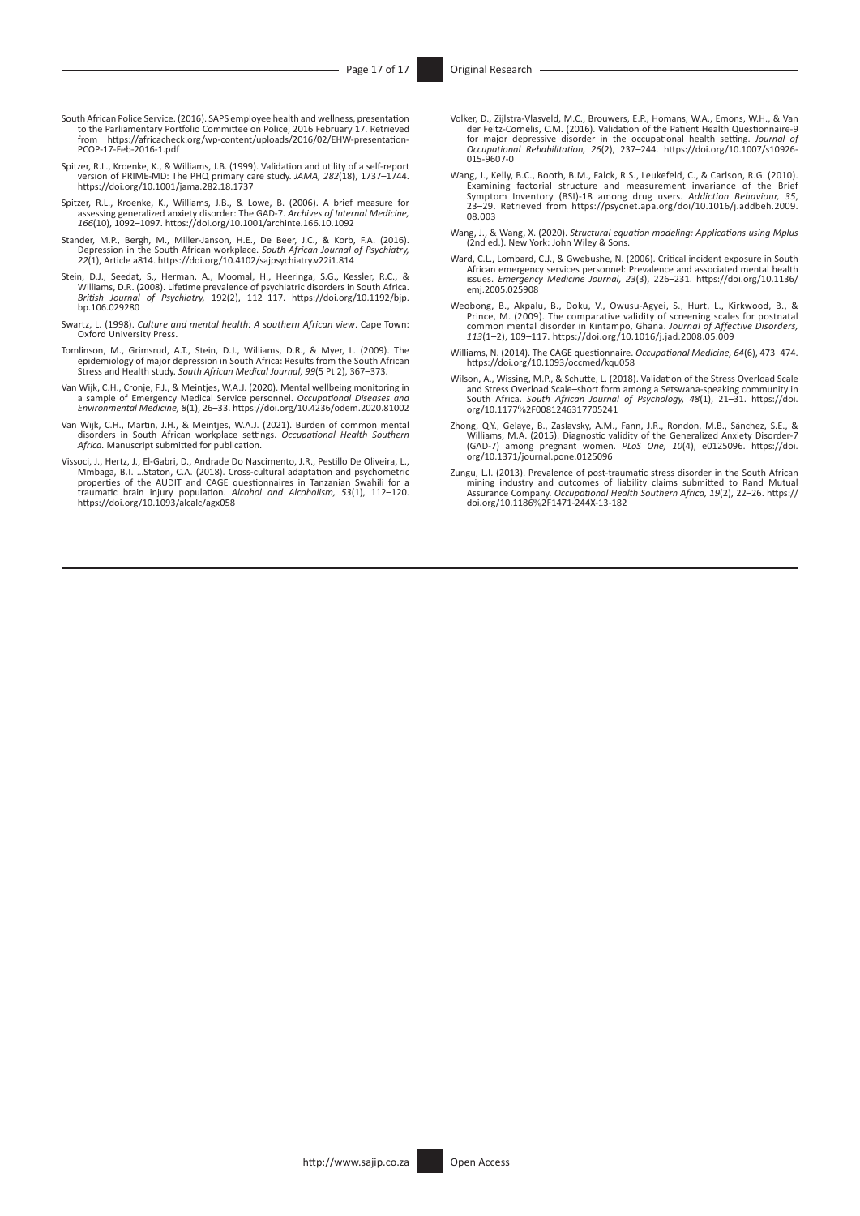South African Police Service. (2016). SAPS employee health and wellness, presentation to the Parliamentary Portfolio Committee on Police, 2016 February 17. Retrieved from https://africacheck.org/wp-content/uploads/2016/02/EHW-presentation-PCOP-17-Feb-2016-1.pdf

Spitzer, R.L., Kroenke, K., & Williams, J.B. (1999). Validation and utility of a self-report version of PRIME-MD: The PHQ primary care study. *JAMA, 282*(18), 1737–1744. https://doi.org/10.1001/jama.282.18.1737

Spitzer, R.L., Kroenke, K., Williams, J.B., & Lowe, B. (2006). A brief measure for assessing generalized anxiety disorder: The GAD-7. *Archives of Internal Medicine, 166*(10), 1092–1097. https://doi.org/10.1001/archinte.166.10.1092

Stander, M.P., Bergh, M., Miller-Janson, H.E., De Beer, J.C., & Korb, F.A. (2016). Depression in the South African workplace. *South African Journal of Psychiatry, 22*(1), Article a814. https://doi.org/10.4102/sajpsychiatry.v22i1.814

Stein, D.J., Seedat, S., Herman, A., Moomal, H., Heeringa, S.G., Kessler, R.C., & Williams, D.R. (2008). Lifetime prevalence of psychiatric disorders in South Africa. *British Journal of Psychiatry,* 192(2), 112–117. https://doi.org/10.1192/bjp.bp.106.029280

Swartz, L. (1998). *Culture and mental health: A southern African view*. Cape Town: Oxford University Press.

Tomlinson, M., Grimsrud, A.T., Stein, D.J., Williams, D.R., & Myer, L. (2009). The epidemiology of major depression in South Africa: Results from the South African Stress and Health study. *South African Medical Journal, 99*(5 Pt 2), 367–373.

Van Wijk, C.H., Cronje, F.J., & Meintjes, W.A.J. (2020). Mental wellbeing monitoring in a sample of Emergency Medical Service personnel. *Occupational Diseases and Environmental Medicine, 8*(1), 26–33. https://doi.org/10.4236/odem.2020.81002

Van Wijk, C.H., Martin, J.H., & Meintjes, W.A.J. (2021). Burden of common mental disorders in South African workplace settings. *Occupational Health Southern Africa.* Manuscript submitted for publication.

Vissoci, J., Hertz, J., El-Gabri, D., Andrade Do Nascimento, J.R., Pestillo De Oliveira, L., Mmbaga, B.T. …Staton, C.A. (2018). Cross-cultural adaptation and psychometric properties of the AUDIT and CAGE questionnaires in Tanzanian Swahili for a traumatic brain injury population. *Alcohol and Alcoholism, 53*(1), 112–120. https://doi.org/10.1093/alcalc/agx058

Volker, D., Zijlstra-Vlasveld, M.C., Brouwers, E.P., Homans, W.A., Emons, W.H., & Van der Feltz-Cornelis, C.M. (2016). Validation of the Patient Health Questionnaire-9 for major depressive disorder in the occupational health setting. *Journal of Occupational Rehabilitation, 26*(2), 237–244. https://doi.org/10.1007/s10926-015-9607-0

Wang, J., Kelly, B.C., Booth, B.M., Falck, R.S., Leukefeld, C., & Carlson, R.G. (2010). Examining factorial structure and measurement invariance of the Brief Symptom Inventory (BSI)-18 among drug users. *Addiction Behaviour, 35*, 23–29. Retrieved from https://psycnet.apa.org/doi/10.1016/j.addbeh.2009.08.003

Wang, J., & Wang, X. (2020). *Structural equation modeling: Applications using Mplus* (2nd ed.). New York: John Wiley & Sons.

Ward, C.L., Lombard, C.J., & Gwebushe, N. (2006). Critical incident exposure in South African emergency services personnel: Prevalence and associated mental health issues. *Emergency Medicine Journal, 23*(3), 226–231. https://doi.org/10.1136/emj.2005.025908

Weobong, B., Akpalu, B., Doku, V., Owusu-Agyei, S., Hurt, L., Kirkwood, B., & Prince, M. (2009). The comparative validity of screening scales for postnatal common mental disorder in Kintampo, Ghana. *Journal of Affective Disorders, 113*(1–2), 109–117. https://doi.org/10.1016/j.jad.2008.05.009

Williams, N. (2014). The CAGE questionnaire. *Occupational Medicine, 64*(6), 473–474. https://doi.org/10.1093/occmed/kqu058

Wilson, A., Wissing, M.P., & Schutte, L. (2018). Validation of the Stress Overload Scale and Stress Overload Scale–short form among a Setswana-speaking community in South Africa. *South African Journal of Psychology, 48*(1), 21–31. https://doi.org/10.1177%2F0081246317705241

Zhong, Q.Y., Gelaye, B., Zaslavsky, A.M., Fann, J.R., Rondon, M.B., Sánchez, S.E., & Williams, M.A. (2015). Diagnostic validity of the Generalized Anxiety Disorder-7 (GAD-7) among pregnant women. *PLoS One, 10*(4), e0125096. https://doi.org/10.1371/journal.pone.0125096

Zungu, L.I. (2013). Prevalence of post-traumatic stress disorder in the South African mining industry and outcomes of liability claims submitted to Rand Mutual Assurance Company. *Occupational Health Southern Africa, 19*(2), 22–26. https://doi.org/10.1186%2F1471-244X-13-182